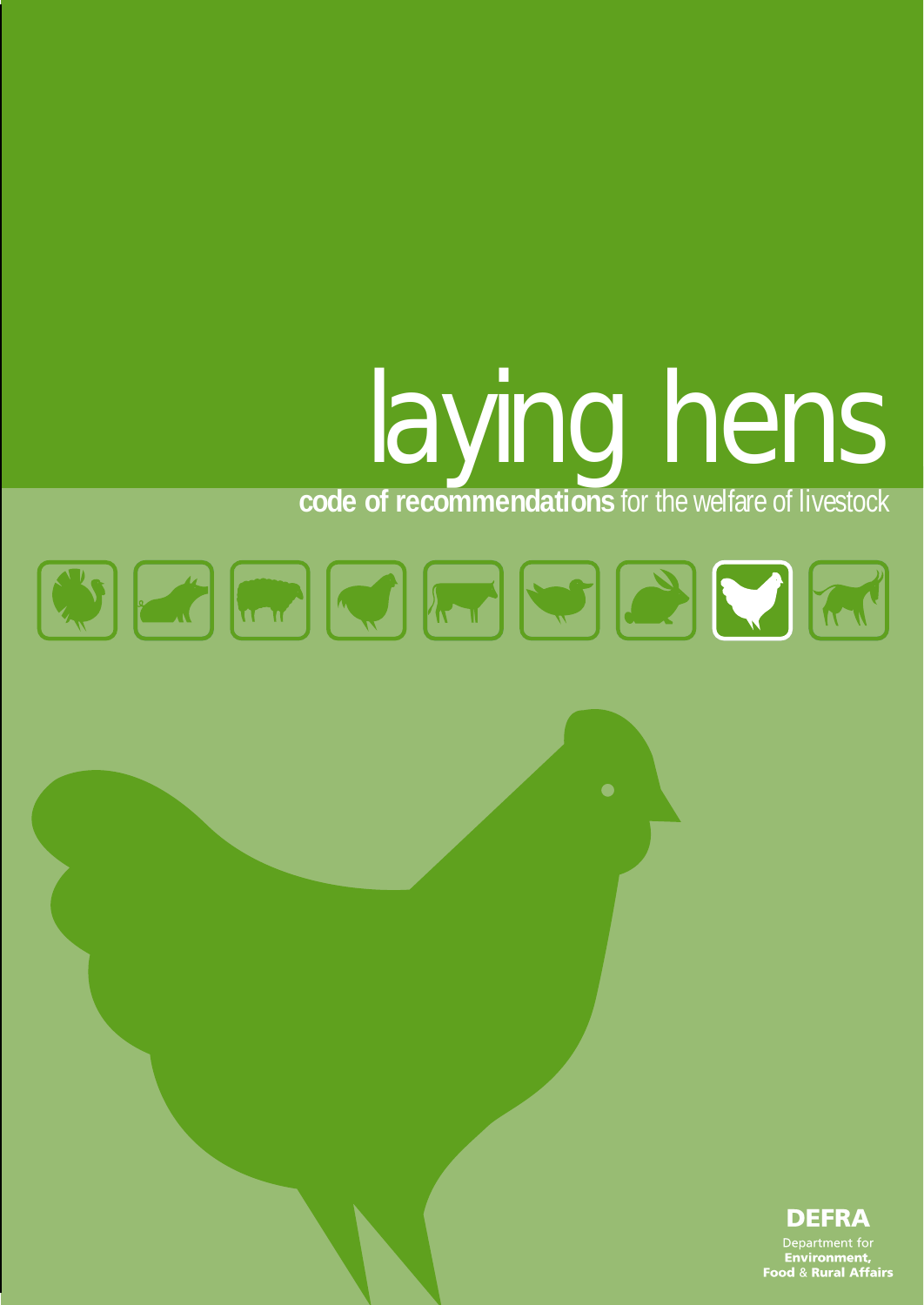# laying hens

**code of recommendations** for the welfare of livestock

**DEFRA**

Department for
**Environment,**
**Food** & **Rural Affairs**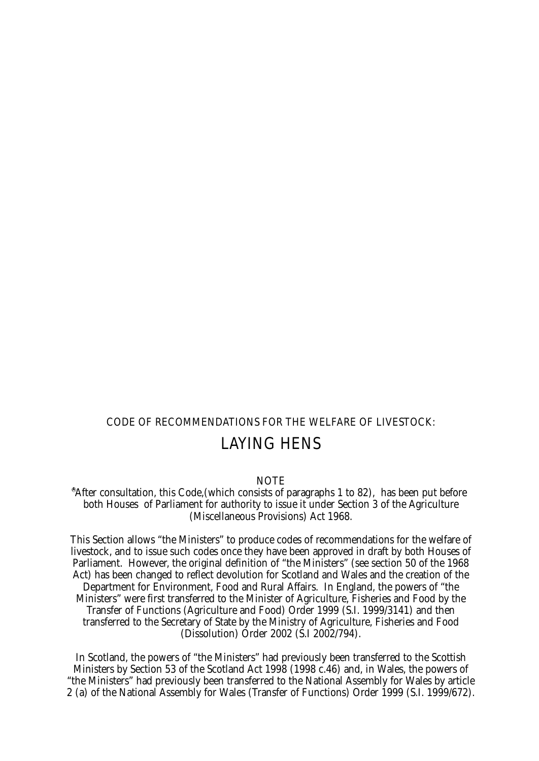CODE OF RECOMMENDATIONS FOR THE WELFARE OF LIVESTOCK:

# LAYING HENS

NOTE

[a]After consultation, this Code,(which consists of paragraphs 1 to 82), has been put before both Houses of Parliament for authority to issue it under Section 3 of the Agriculture (Miscellaneous Provisions) Act 1968.

This Section allows "the Ministers" to produce codes of recommendations for the welfare of livestock, and to issue such codes once they have been approved in draft by both Houses of Parliament. However, the original definition of "the Ministers" (see section 50 of the 1968 Act) has been changed to reflect devolution for Scotland and Wales and the creation of the Department for Environment, Food and Rural Affairs. In England, the powers of "the Ministers" were first transferred to the Minister of Agriculture, Fisheries and Food by the Transfer of Functions (Agriculture and Food) Order 1999 (S.I. 1999/3141) and then transferred to the Secretary of State by the Ministry of Agriculture, Fisheries and Food (Dissolution) Order 2002 (S.I 2002/794).

In Scotland, the powers of "the Ministers" had previously been transferred to the Scottish Ministers by Section 53 of the Scotland Act 1998 (1998 c.46) and, in Wales, the powers of "the Ministers" had previously been transferred to the National Assembly for Wales by article 2 (a) of the National Assembly for Wales (Transfer of Functions) Order 1999 (S.I. 1999/672).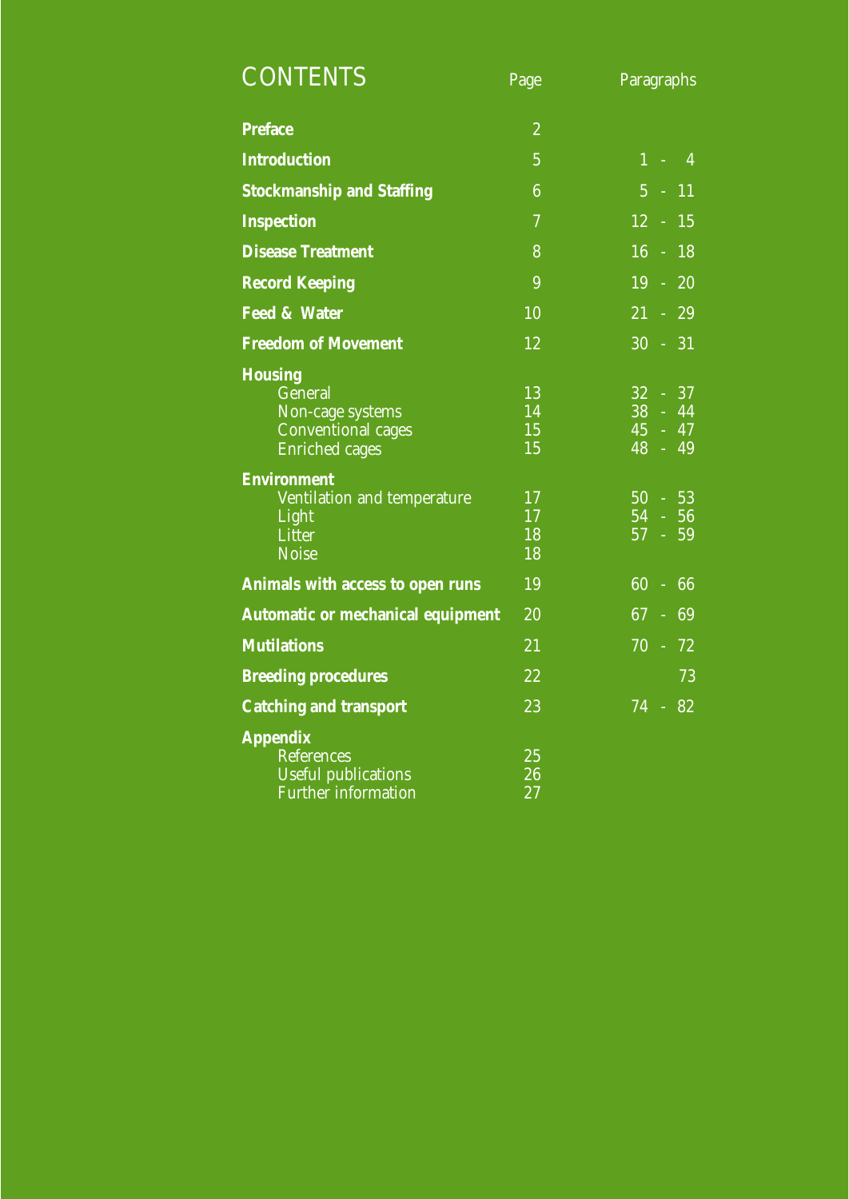# CONTENTS

| | Page | Paragraphs |
|---|---|---|
| **Preface** | 2 | |
| **Introduction** | 5 | 1 - 4 |
| **Stockmanship and Staffing** | 6 | 5 - 11 |
| **Inspection** | 7 | 12 - 15 |
| **Disease Treatment** | 8 | 16 - 18 |
| **Record Keeping** | 9 | 19 - 20 |
| **Feed & Water** | 10 | 21 - 29 |
| **Freedom of Movement** | 12 | 30 - 31 |
| **Housing** | | |
| General | 13 | 32 - 37 |
| Non-cage systems | 14 | 38 - 44 |
| Conventional cages | 15 | 45 - 47 |
| Enriched cages | 15 | 48 - 49 |
| **Environment** | | |
| Ventilation and temperature | 17 | 50 - 53 |
| Light | 17 | 54 - 56 |
| Litter | 18 | 57 - 59 |
| Noise | 18 | |
| **Animals with access to open runs** | 19 | 60 - 66 |
| **Automatic or mechanical equipment** | 20 | 67 - 69 |
| **Mutilations** | 21 | 70 - 72 |
| **Breeding procedures** | 22 | 73 |
| **Catching and transport** | 23 | 74 - 82 |
| **Appendix** | | |
| References | 25 | |
| Useful publications | 26 | |
| Further information | 27 | |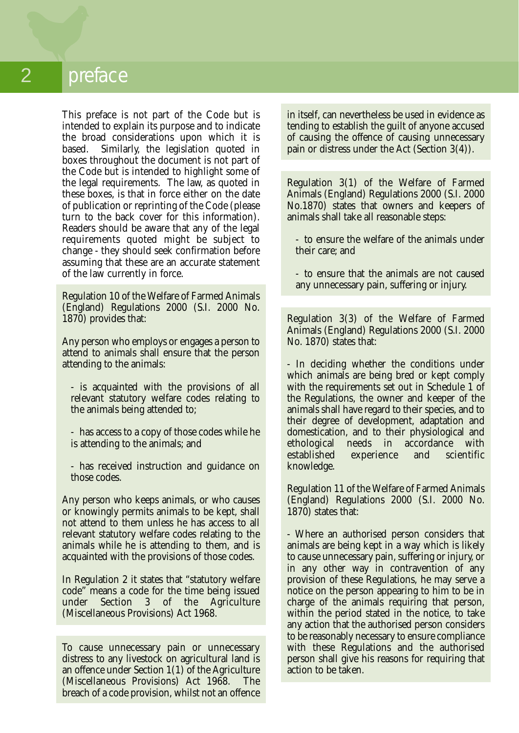# preface

This preface is not part of the Code but is intended to explain its purpose and to indicate the broad considerations upon which it is based. Similarly, the legislation quoted in boxes throughout the document is not part of the Code but is intended to highlight some of the legal requirements. The law, as quoted in these boxes, is that in force either on the date of publication or reprinting of the Code (please turn to the back cover for this information). Readers should be aware that any of the legal requirements quoted might be subject to change - they should seek confirmation before assuming that these are an accurate statement of the law currently in force.

Regulation 10 of the Welfare of Farmed Animals (England) Regulations 2000 (S.I. 2000 No. 1870) provides that:

Any person who employs or engages a person to attend to animals shall ensure that the person attending to the animals:

- is acquainted with the provisions of all relevant statutory welfare codes relating to the animals being attended to;
- has access to a copy of those codes while he is attending to the animals; and
- has received instruction and guidance on those codes.

Any person who keeps animals, or who causes or knowingly permits animals to be kept, shall not attend to them unless he has access to all relevant statutory welfare codes relating to the animals while he is attending to them, and is acquainted with the provisions of those codes.

In Regulation 2 it states that "statutory welfare code" means a code for the time being issued under Section 3 of the Agriculture (Miscellaneous Provisions) Act 1968.

To cause unnecessary pain or unnecessary distress to any livestock on agricultural land is an offence under Section 1(1) of the Agriculture (Miscellaneous Provisions) Act 1968. The breach of a code provision, whilst not an offence in itself, can nevertheless be used in evidence as tending to establish the guilt of anyone accused of causing the offence of causing unnecessary pain or distress under the Act (Section 3(4)).

Regulation 3(1) of the Welfare of Farmed Animals (England) Regulations 2000 (S.I. 2000 No.1870) states that owners and keepers of animals shall take all reasonable steps:

- to ensure the welfare of the animals under their care; and
- to ensure that the animals are not caused any unnecessary pain, suffering or injury.

Regulation 3(3) of the Welfare of Farmed Animals (England) Regulations 2000 (S.I. 2000 No. 1870) states that:

- In deciding whether the conditions under which animals are being bred or kept comply with the requirements set out in Schedule 1 of the Regulations, the owner and keeper of the animals shall have regard to their species, and to their degree of development, adaptation and domestication, and to their physiological and ethological needs in accordance with established experience and scientific knowledge.

Regulation 11 of the Welfare of Farmed Animals (England) Regulations 2000 (S.I. 2000 No. 1870) states that:

- Where an authorised person considers that animals are being kept in a way which is likely to cause unnecessary pain, suffering or injury, or in any other way in contravention of any provision of these Regulations, he may serve a notice on the person appearing to him to be in charge of the animals requiring that person, within the period stated in the notice, to take any action that the authorised person considers to be reasonably necessary to ensure compliance with these Regulations and the authorised person shall give his reasons for requiring that action to be taken.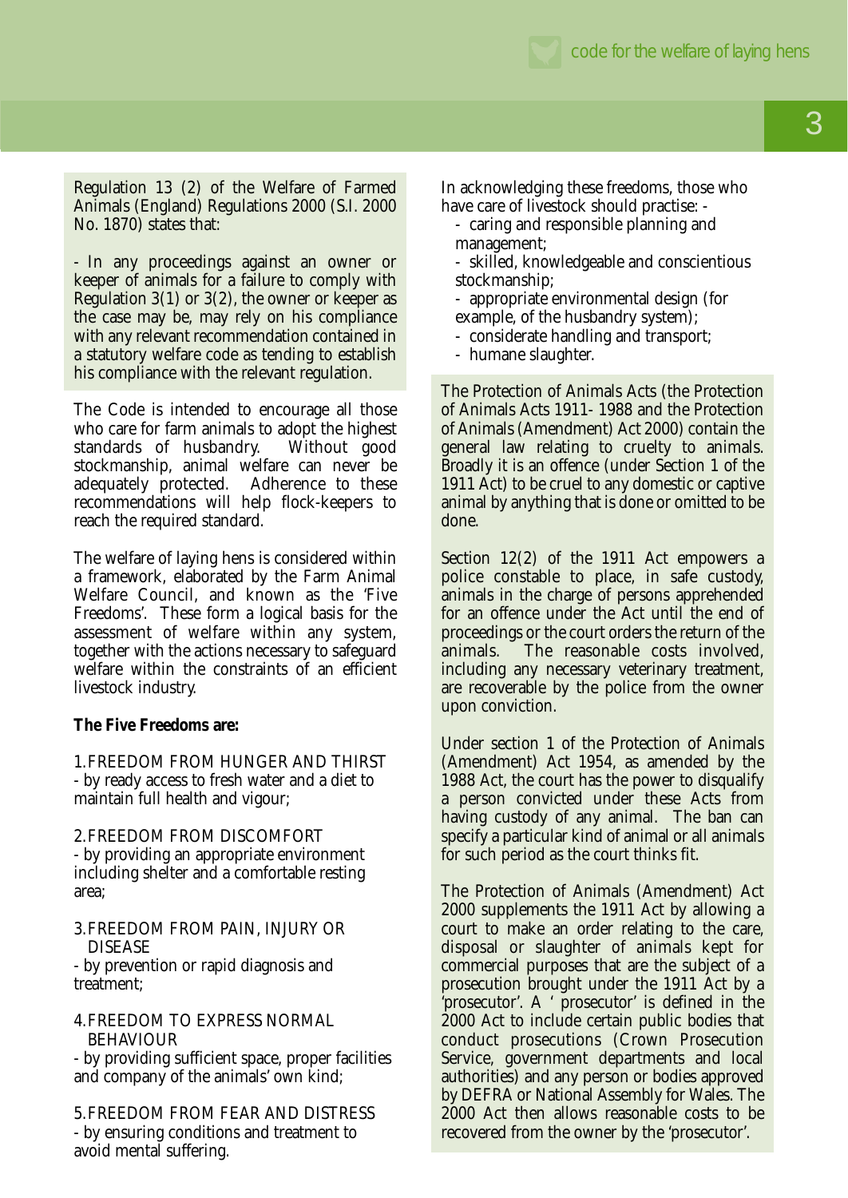Regulation 13 (2) of the Welfare of Farmed Animals (England) Regulations 2000 (S.I. 2000 No. 1870) states that:

- In any proceedings against an owner or keeper of animals for a failure to comply with Regulation 3(1) or 3(2), the owner or keeper as the case may be, may rely on his compliance with any relevant recommendation contained in a statutory welfare code as tending to establish his compliance with the relevant regulation.

The Code is intended to encourage all those who care for farm animals to adopt the highest standards of husbandry. Without good stockmanship, animal welfare can never be adequately protected. Adherence to these recommendations will help flock-keepers to reach the required standard.

The welfare of laying hens is considered within a framework, elaborated by the Farm Animal Welfare Council, and known as the 'Five Freedoms'. These form a logical basis for the assessment of welfare within any system, together with the actions necessary to safeguard welfare within the constraints of an efficient livestock industry.

**The Five Freedoms are:**

1. FREEDOM FROM HUNGER AND THIRST
- by ready access to fresh water and a diet to maintain full health and vigour;

2. FREEDOM FROM DISCOMFORT
- by providing an appropriate environment including shelter and a comfortable resting area;

3. FREEDOM FROM PAIN, INJURY OR DISEASE
- by prevention or rapid diagnosis and treatment;

4. FREEDOM TO EXPRESS NORMAL BEHAVIOUR
- by providing sufficient space, proper facilities and company of the animals' own kind;

5. FREEDOM FROM FEAR AND DISTRESS
- by ensuring conditions and treatment to avoid mental suffering.

In acknowledging these freedoms, those who have care of livestock should practise: -

- caring and responsible planning and management;
- skilled, knowledgeable and conscientious stockmanship;
- appropriate environmental design (for example, of the husbandry system);
- considerate handling and transport;
- humane slaughter.

The Protection of Animals Acts (the Protection of Animals Acts 1911- 1988 and the Protection of Animals (Amendment) Act 2000) contain the general law relating to cruelty to animals. Broadly it is an offence (under Section 1 of the 1911 Act) to be cruel to any domestic or captive animal by anything that is done or omitted to be done.

Section 12(2) of the 1911 Act empowers a police constable to place, in safe custody, animals in the charge of persons apprehended for an offence under the Act until the end of proceedings or the court orders the return of the animals. The reasonable costs involved, including any necessary veterinary treatment, are recoverable by the police from the owner upon conviction.

Under section 1 of the Protection of Animals (Amendment) Act 1954, as amended by the 1988 Act, the court has the power to disqualify a person convicted under these Acts from having custody of any animal. The ban can specify a particular kind of animal or all animals for such period as the court thinks fit.

The Protection of Animals (Amendment) Act 2000 supplements the 1911 Act by allowing a court to make an order relating to the care, disposal or slaughter of animals kept for commercial purposes that are the subject of a prosecution brought under the 1911 Act by a 'prosecutor'. A ' prosecutor' is defined in the 2000 Act to include certain public bodies that conduct prosecutions (Crown Prosecution Service, government departments and local authorities) and any person or bodies approved by DEFRA or National Assembly for Wales. The 2000 Act then allows reasonable costs to be recovered from the owner by the 'prosecutor'.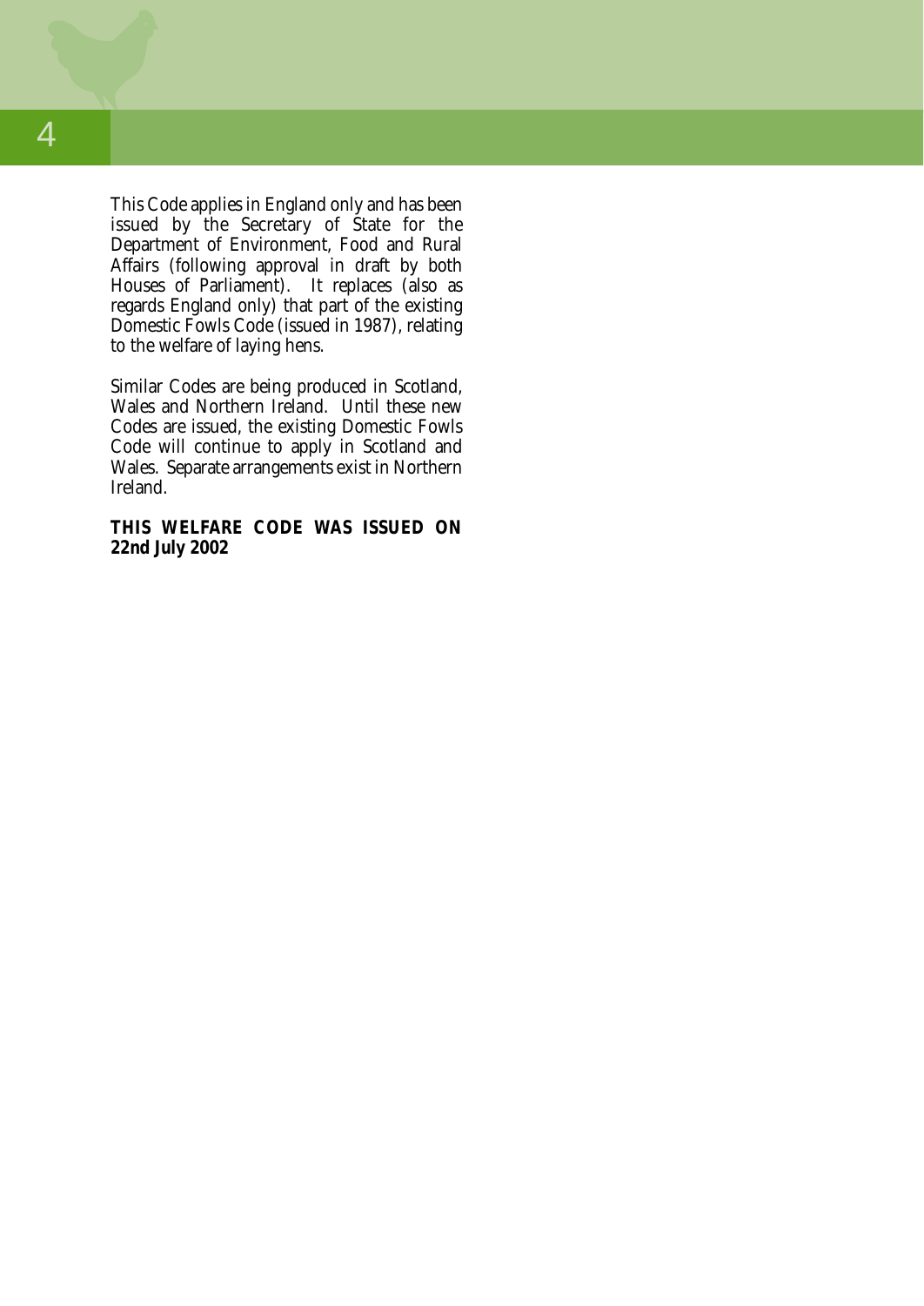This Code applies in England only and has been issued by the Secretary of State for the Department of Environment, Food and Rural Affairs (following approval in draft by both Houses of Parliament). It replaces (also as regards England only) that part of the existing Domestic Fowls Code (issued in 1987), relating to the welfare of laying hens.

Similar Codes are being produced in Scotland, Wales and Northern Ireland. Until these new Codes are issued, the existing Domestic Fowls Code will continue to apply in Scotland and Wales. Separate arrangements exist in Northern Ireland.

**THIS WELFARE CODE WAS ISSUED ON 22nd July 2002**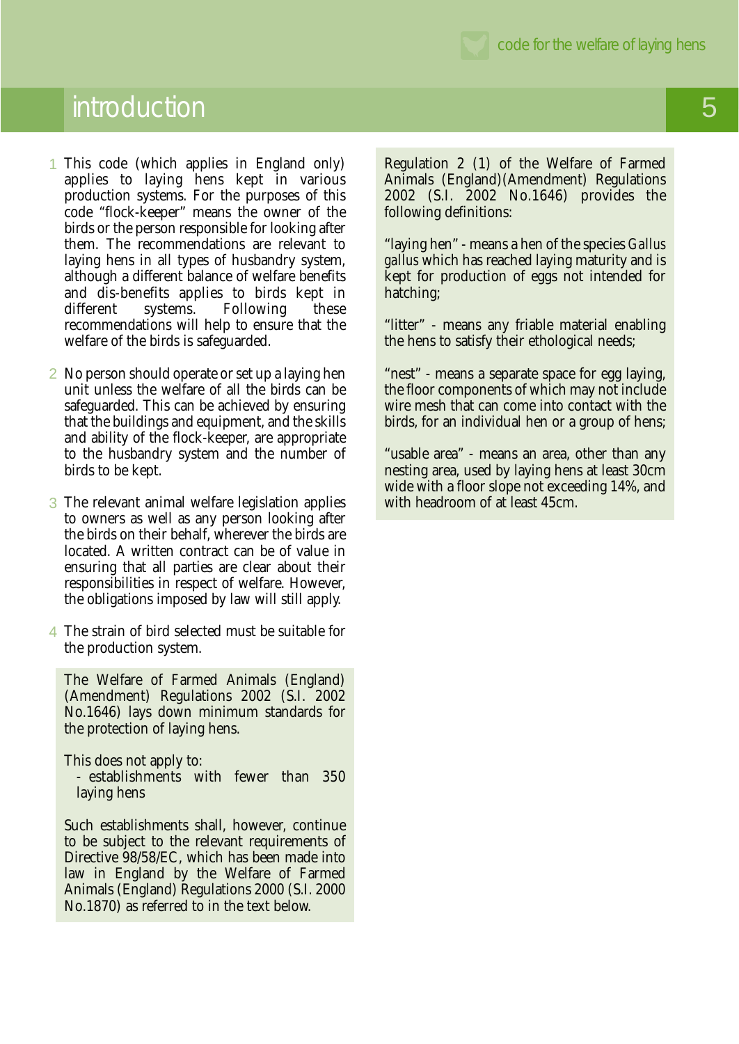# introduction

1 This code (which applies in England only) applies to laying hens kept in various production systems. For the purposes of this code "flock-keeper" means the owner of the birds or the person responsible for looking after them. The recommendations are relevant to laying hens in all types of husbandry system, although a different balance of welfare benefits and dis-benefits applies to birds kept in different systems. Following these recommendations will help to ensure that the welfare of the birds is safeguarded.

2 No person should operate or set up a laying hen unit unless the welfare of all the birds can be safeguarded. This can be achieved by ensuring that the buildings and equipment, and the skills and ability of the flock-keeper, are appropriate to the husbandry system and the number of birds to be kept.

3 The relevant animal welfare legislation applies to owners as well as any person looking after the birds on their behalf, wherever the birds are located. A written contract can be of value in ensuring that all parties are clear about their responsibilities in respect of welfare. However, the obligations imposed by law will still apply.

4 The strain of bird selected must be suitable for the production system.

The Welfare of Farmed Animals (England) (Amendment) Regulations 2002 (S.I. 2002 No.1646) lays down minimum standards for the protection of laying hens.

This does not apply to:
- establishments with fewer than 350 laying hens

Such establishments shall, however, continue to be subject to the relevant requirements of Directive 98/58/EC, which has been made into law in England by the Welfare of Farmed Animals (England) Regulations 2000 (S.I. 2000 No.1870) as referred to in the text below.

Regulation 2 (1) of the Welfare of Farmed Animals (England)(Amendment) Regulations 2002 (S.I. 2002 No.1646) provides the following definitions:

"laying hen" - means a hen of the species *Gallus gallus* which has reached laying maturity and is kept for production of eggs not intended for hatching;

"litter" - means any friable material enabling the hens to satisfy their ethological needs;

"nest" - means a separate space for egg laying, the floor components of which may not include wire mesh that can come into contact with the birds, for an individual hen or a group of hens;

"usable area" - means an area, other than any nesting area, used by laying hens at least 30cm wide with a floor slope not exceeding 14%, and with headroom of at least 45cm.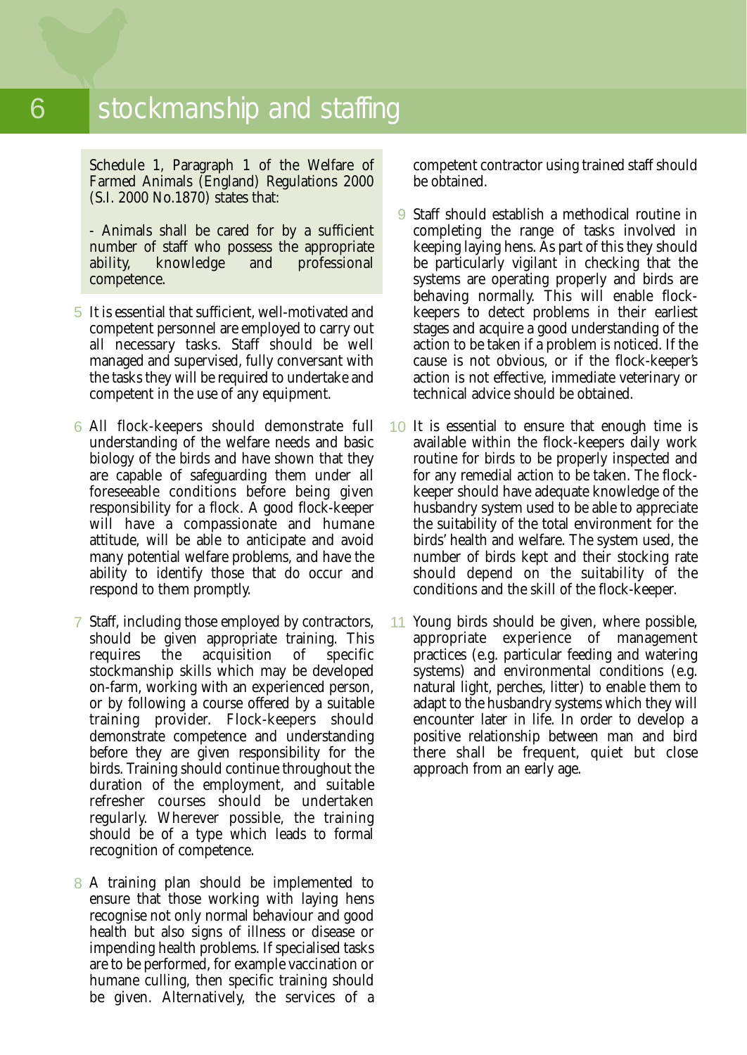# 6 stockmanship and staffing

Schedule 1, Paragraph 1 of the Welfare of Farmed Animals (England) Regulations 2000 (S.I. 2000 No.1870) states that:

- Animals shall be cared for by a sufficient number of staff who possess the appropriate ability, knowledge and professional competence.

5 It is essential that sufficient, well-motivated and competent personnel are employed to carry out all necessary tasks. Staff should be well managed and supervised, fully conversant with the tasks they will be required to undertake and competent in the use of any equipment.

6 All flock-keepers should demonstrate full understanding of the welfare needs and basic biology of the birds and have shown that they are capable of safeguarding them under all foreseeable conditions before being given responsibility for a flock. A good flock-keeper will have a compassionate and humane attitude, will be able to anticipate and avoid many potential welfare problems, and have the ability to identify those that do occur and respond to them promptly.

7 Staff, including those employed by contractors, should be given appropriate training. This requires the acquisition of specific stockmanship skills which may be developed on-farm, working with an experienced person, or by following a course offered by a suitable training provider. Flock-keepers should demonstrate competence and understanding before they are given responsibility for the birds. Training should continue throughout the duration of the employment, and suitable refresher courses should be undertaken regularly. Wherever possible, the training should be of a type which leads to formal recognition of competence.

8 A training plan should be implemented to ensure that those working with laying hens recognise not only normal behaviour and good health but also signs of illness or disease or impending health problems. If specialised tasks are to be performed, for example vaccination or humane culling, then specific training should be given. Alternatively, the services of a competent contractor using trained staff should be obtained.

9 Staff should establish a methodical routine in completing the range of tasks involved in keeping laying hens. As part of this they should be particularly vigilant in checking that the systems are operating properly and birds are behaving normally. This will enable flock-keepers to detect problems in their earliest stages and acquire a good understanding of the action to be taken if a problem is noticed. If the cause is not obvious, or if the flock-keeper's action is not effective, immediate veterinary or technical advice should be obtained.

10 It is essential to ensure that enough time is available within the flock-keepers daily work routine for birds to be properly inspected and for any remedial action to be taken. The flock-keeper should have adequate knowledge of the husbandry system used to be able to appreciate the suitability of the total environment for the birds' health and welfare. The system used, the number of birds kept and their stocking rate should depend on the suitability of the conditions and the skill of the flock-keeper.

11 Young birds should be given, where possible, appropriate experience of management practices (e.g. particular feeding and watering systems) and environmental conditions (e.g. natural light, perches, litter) to enable them to adapt to the husbandry systems which they will encounter later in life. In order to develop a positive relationship between man and bird there shall be frequent, quiet but close approach from an early age.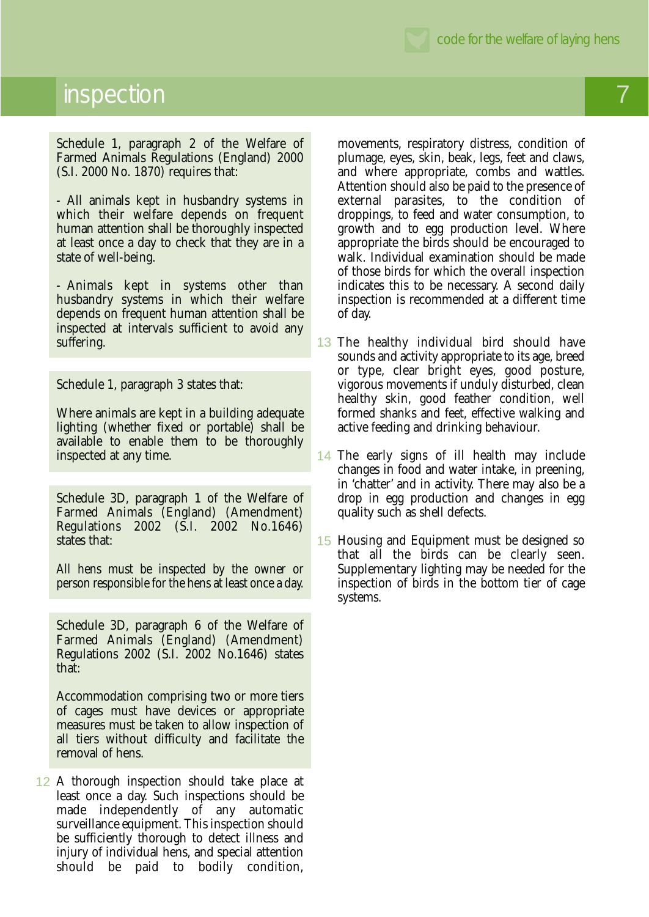# inspection

Schedule 1, paragraph 2 of the Welfare of Farmed Animals Regulations (England) 2000 (S.I. 2000 No. 1870) requires that:

- All animals kept in husbandry systems in which their welfare depends on frequent human attention shall be thoroughly inspected at least once a day to check that they are in a state of well-being.

- Animals kept in systems other than husbandry systems in which their welfare depends on frequent human attention shall be inspected at intervals sufficient to avoid any suffering.

Schedule 1, paragraph 3 states that:

Where animals are kept in a building adequate lighting (whether fixed or portable) shall be available to enable them to be thoroughly inspected at any time.

Schedule 3D, paragraph 1 of the Welfare of Farmed Animals (England) (Amendment) Regulations 2002 (S.I. 2002 No.1646) states that:

All hens must be inspected by the owner or person responsible for the hens at least once a day.

Schedule 3D, paragraph 6 of the Welfare of Farmed Animals (England) (Amendment) Regulations 2002 (S.I. 2002 No.1646) states that:

Accommodation comprising two or more tiers of cages must have devices or appropriate measures must be taken to allow inspection of all tiers without difficulty and facilitate the removal of hens.

12 A thorough inspection should take place at least once a day. Such inspections should be made independently of any automatic surveillance equipment. This inspection should be sufficiently thorough to detect illness and injury of individual hens, and special attention should be paid to bodily condition, movements, respiratory distress, condition of plumage, eyes, skin, beak, legs, feet and claws, and where appropriate, combs and wattles. Attention should also be paid to the presence of external parasites, to the condition of droppings, to feed and water consumption, to growth and to egg production level. Where appropriate the birds should be encouraged to walk. Individual examination should be made of those birds for which the overall inspection indicates this to be necessary. A second daily inspection is recommended at a different time of day.

13 The healthy individual bird should have sounds and activity appropriate to its age, breed or type, clear bright eyes, good posture, vigorous movements if unduly disturbed, clean healthy skin, good feather condition, well formed shanks and feet, effective walking and active feeding and drinking behaviour.

14 The early signs of ill health may include changes in food and water intake, in preening, in 'chatter' and in activity. There may also be a drop in egg production and changes in egg quality such as shell defects.

15 Housing and Equipment must be designed so that all the birds can be clearly seen. Supplementary lighting may be needed for the inspection of birds in the bottom tier of cage systems.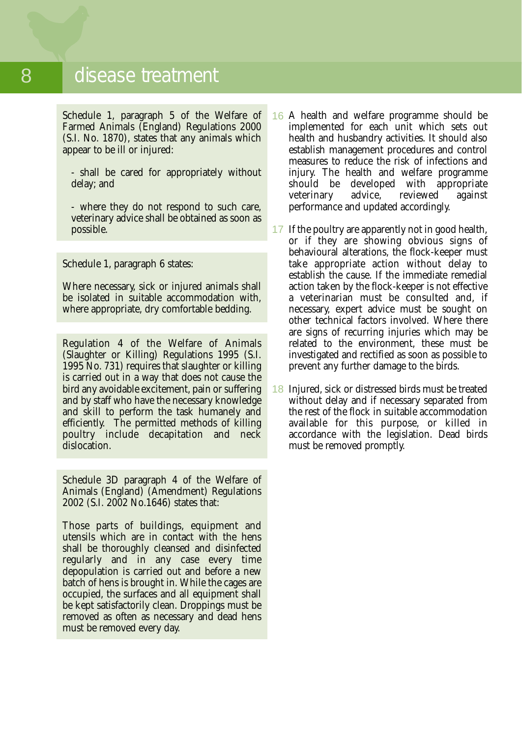# 8 disease treatment

Schedule 1, paragraph 5 of the Welfare of Farmed Animals (England) Regulations 2000 (S.I. No. 1870), states that any animals which appear to be ill or injured:

- shall be cared for appropriately without delay; and
- where they do not respond to such care, veterinary advice shall be obtained as soon as possible.

Schedule 1, paragraph 6 states:

Where necessary, sick or injured animals shall be isolated in suitable accommodation with, where appropriate, dry comfortable bedding.

Regulation 4 of the Welfare of Animals (Slaughter or Killing) Regulations 1995 (S.I. 1995 No. 731) requires that slaughter or killing is carried out in a way that does not cause the bird any avoidable excitement, pain or suffering and by staff who have the necessary knowledge and skill to perform the task humanely and efficiently. The permitted methods of killing poultry include decapitation and neck dislocation.

Schedule 3D paragraph 4 of the Welfare of Animals (England) (Amendment) Regulations 2002 (S.I. 2002 No.1646) states that:

Those parts of buildings, equipment and utensils which are in contact with the hens shall be thoroughly cleansed and disinfected regularly and in any case every time depopulation is carried out and before a new batch of hens is brought in. While the cages are occupied, the surfaces and all equipment shall be kept satisfactorily clean. Droppings must be removed as often as necessary and dead hens must be removed every day.

16 A health and welfare programme should be implemented for each unit which sets out health and husbandry activities. It should also establish management procedures and control measures to reduce the risk of infections and injury. The health and welfare programme should be developed with appropriate veterinary advice, reviewed against performance and updated accordingly.

17 If the poultry are apparently not in good health, or if they are showing obvious signs of behavioural alterations, the flock-keeper must take appropriate action without delay to establish the cause. If the immediate remedial action taken by the flock-keeper is not effective a veterinarian must be consulted and, if necessary, expert advice must be sought on other technical factors involved. Where there are signs of recurring injuries which may be related to the environment, these must be investigated and rectified as soon as possible to prevent any further damage to the birds.

18 Injured, sick or distressed birds must be treated without delay and if necessary separated from the rest of the flock in suitable accommodation available for this purpose, or killed in accordance with the legislation. Dead birds must be removed promptly.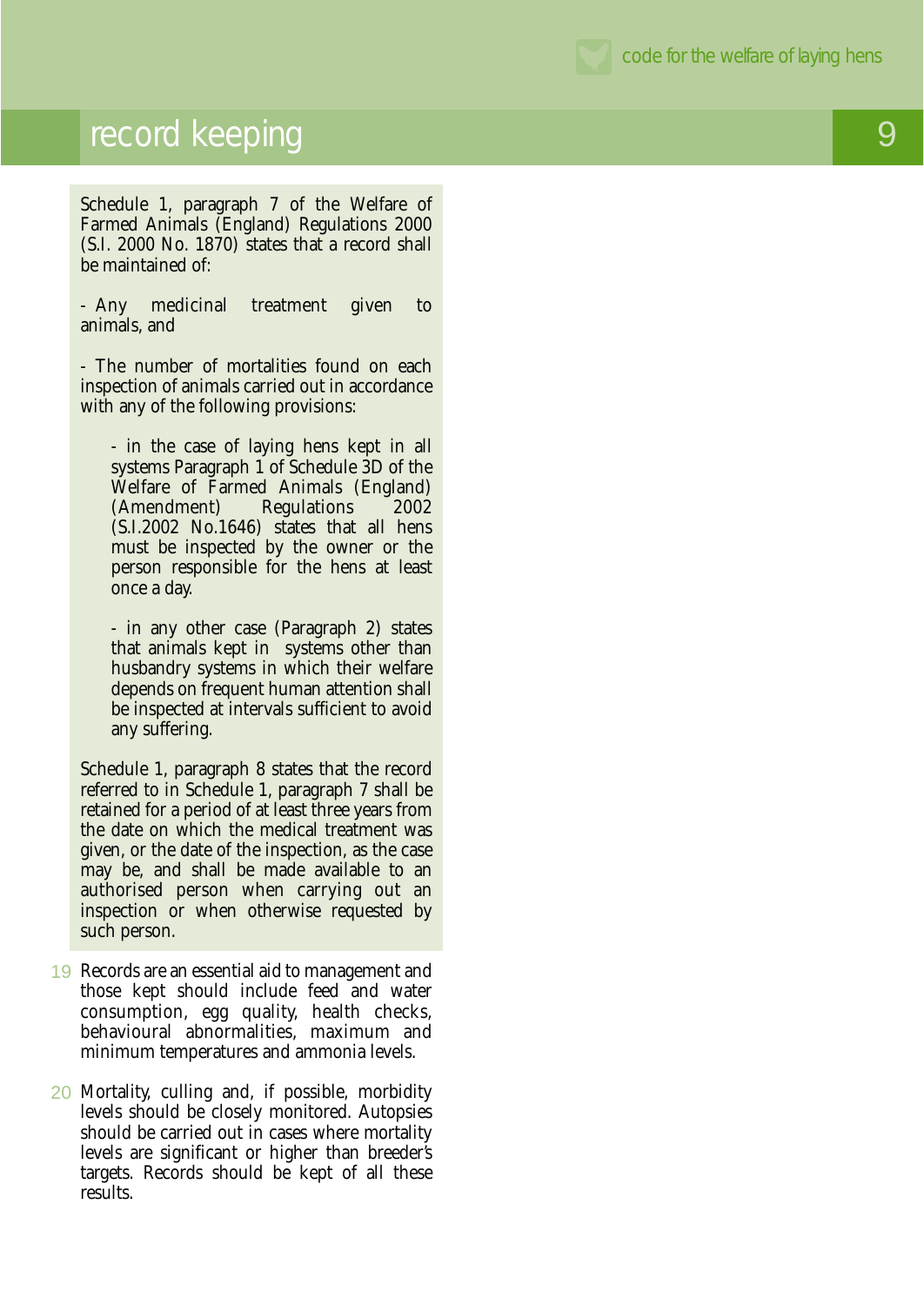## record keeping

Schedule 1, paragraph 7 of the Welfare of Farmed Animals (England) Regulations 2000 (S.I. 2000 No. 1870) states that a record shall be maintained of:

- Any medicinal treatment given to animals, and

- The number of mortalities found on each inspection of animals carried out in accordance with any of the following provisions:

  - in the case of laying hens kept in all systems Paragraph 1 of Schedule 3D of the Welfare of Farmed Animals (England) (Amendment) Regulations 2002 (S.I.2002 No.1646) states that all hens must be inspected by the owner or the person responsible for the hens at least once a day.

  - in any other case (Paragraph 2) states that animals kept in systems other than husbandry systems in which their welfare depends on frequent human attention shall be inspected at intervals sufficient to avoid any suffering.

Schedule 1, paragraph 8 states that the record referred to in Schedule 1, paragraph 7 shall be retained for a period of at least three years from the date on which the medical treatment was given, or the date of the inspection, as the case may be, and shall be made available to an authorised person when carrying out an inspection or when otherwise requested by such person.

19 Records are an essential aid to management and those kept should include feed and water consumption, egg quality, health checks, behavioural abnormalities, maximum and minimum temperatures and ammonia levels.

20 Mortality, culling and, if possible, morbidity levels should be closely monitored. Autopsies should be carried out in cases where mortality levels are significant or higher than breeder's targets. Records should be kept of all these results.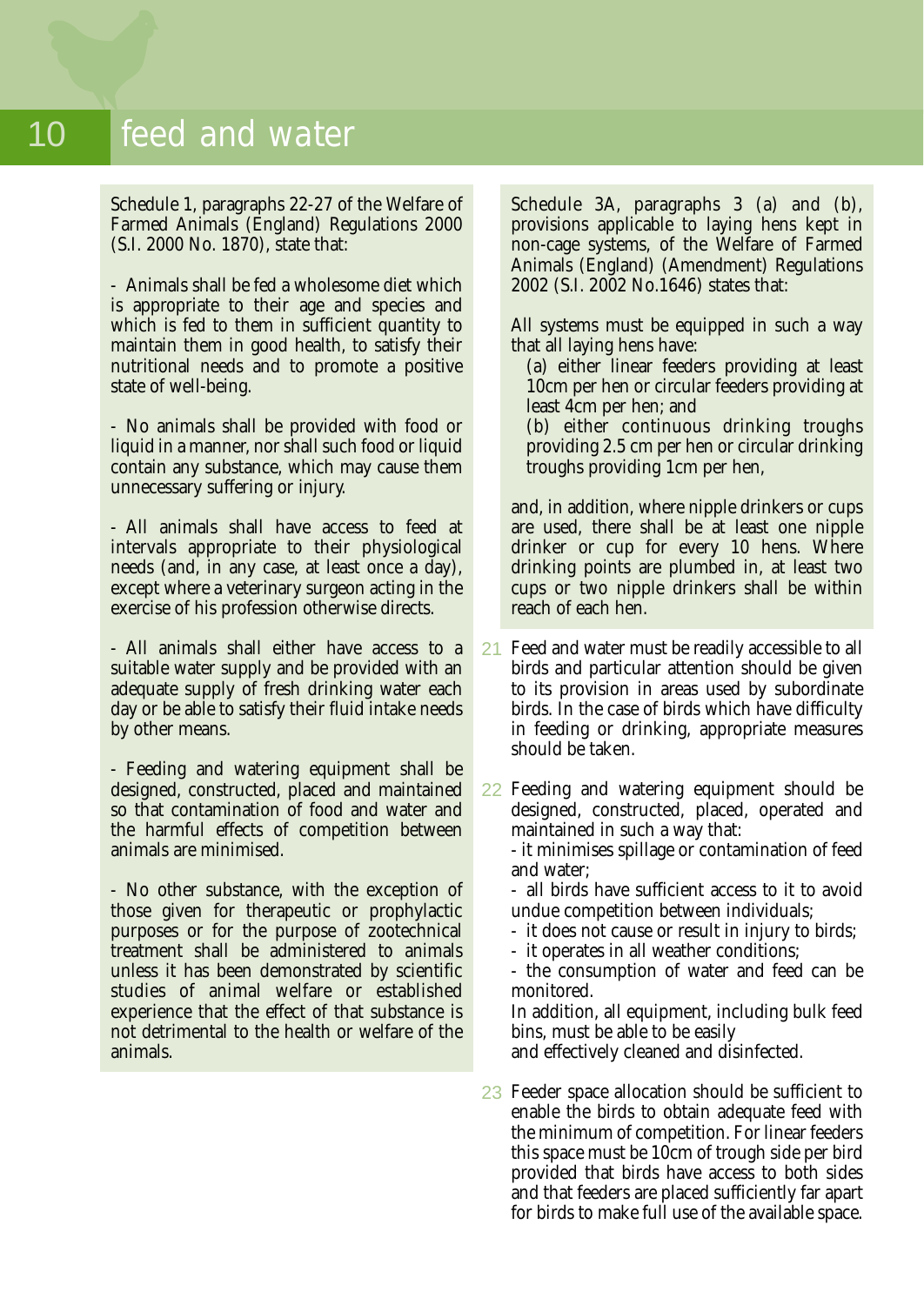# 10 feed and water

Schedule 1, paragraphs 22-27 of the Welfare of Farmed Animals (England) Regulations 2000 (S.I. 2000 No. 1870), state that:

- Animals shall be fed a wholesome diet which is appropriate to their age and species and which is fed to them in sufficient quantity to maintain them in good health, to satisfy their nutritional needs and to promote a positive state of well-being.

- No animals shall be provided with food or liquid in a manner, nor shall such food or liquid contain any substance, which may cause them unnecessary suffering or injury.

- All animals shall have access to feed at intervals appropriate to their physiological needs (and, in any case, at least once a day), except where a veterinary surgeon acting in the exercise of his profession otherwise directs.

- All animals shall either have access to a suitable water supply and be provided with an adequate supply of fresh drinking water each day or be able to satisfy their fluid intake needs by other means.

- Feeding and watering equipment shall be designed, constructed, placed and maintained so that contamination of food and water and the harmful effects of competition between animals are minimised.

- No other substance, with the exception of those given for therapeutic or prophylactic purposes or for the purpose of zootechnical treatment shall be administered to animals unless it has been demonstrated by scientific studies of animal welfare or established experience that the effect of that substance is not detrimental to the health or welfare of the animals.

Schedule 3A, paragraphs 3 (a) and (b), provisions applicable to laying hens kept in non-cage systems, of the Welfare of Farmed Animals (England) (Amendment) Regulations 2002 (S.I. 2002 No.1646) states that:

All systems must be equipped in such a way that all laying hens have:

(a) either linear feeders providing at least 10cm per hen or circular feeders providing at least 4cm per hen; and

(b) either continuous drinking troughs providing 2.5 cm per hen or circular drinking troughs providing 1cm per hen,

and, in addition, where nipple drinkers or cups are used, there shall be at least one nipple drinker or cup for every 10 hens. Where drinking points are plumbed in, at least two cups or two nipple drinkers shall be within reach of each hen.

21 Feed and water must be readily accessible to all birds and particular attention should be given to its provision in areas used by subordinate birds. In the case of birds which have difficulty in feeding or drinking, appropriate measures should be taken.

22 Feeding and watering equipment should be designed, constructed, placed, operated and maintained in such a way that:
- it minimises spillage or contamination of feed and water;
- all birds have sufficient access to it to avoid undue competition between individuals;
- it does not cause or result in injury to birds;
- it operates in all weather conditions;
- the consumption of water and feed can be monitored.

In addition, all equipment, including bulk feed bins, must be able to be easily and effectively cleaned and disinfected.

23 Feeder space allocation should be sufficient to enable the birds to obtain adequate feed with the minimum of competition. For linear feeders this space must be 10cm of trough side per bird provided that birds have access to both sides and that feeders are placed sufficiently far apart for birds to make full use of the available space.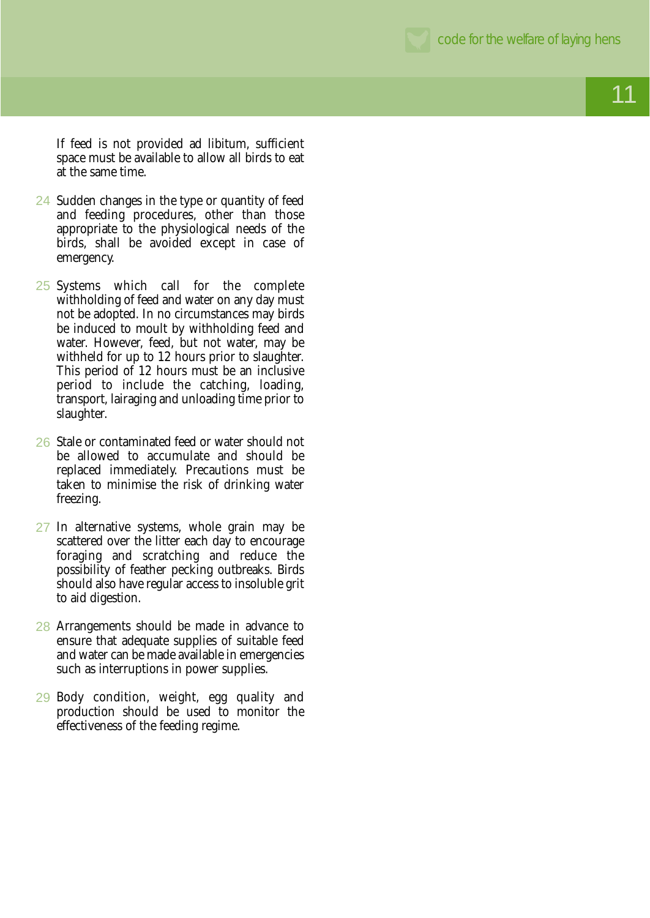If feed is not provided ad libitum, sufficient space must be available to allow all birds to eat at the same time.

24 Sudden changes in the type or quantity of feed and feeding procedures, other than those appropriate to the physiological needs of the birds, shall be avoided except in case of emergency.

25 Systems which call for the complete withholding of feed and water on any day must not be adopted. In no circumstances may birds be induced to moult by withholding feed and water. However, feed, but not water, may be withheld for up to 12 hours prior to slaughter. This period of 12 hours must be an inclusive period to include the catching, loading, transport, lairaging and unloading time prior to slaughter.

26 Stale or contaminated feed or water should not be allowed to accumulate and should be replaced immediately. Precautions must be taken to minimise the risk of drinking water freezing.

27 In alternative systems, whole grain may be scattered over the litter each day to encourage foraging and scratching and reduce the possibility of feather pecking outbreaks. Birds should also have regular access to insoluble grit to aid digestion.

28 Arrangements should be made in advance to ensure that adequate supplies of suitable feed and water can be made available in emergencies such as interruptions in power supplies.

29 Body condition, weight, egg quality and production should be used to monitor the effectiveness of the feeding regime.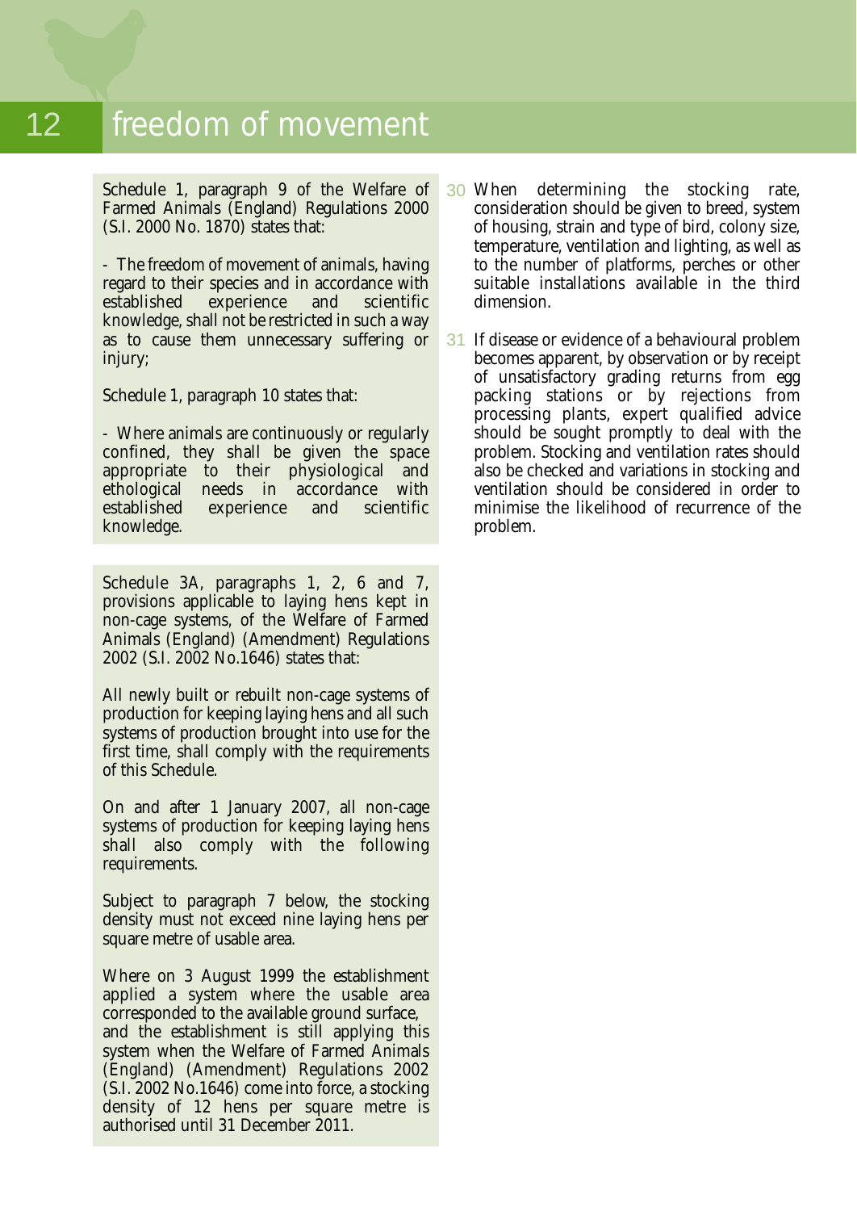# freedom of movement

Schedule 1, paragraph 9 of the Welfare of Farmed Animals (England) Regulations 2000 (S.I. 2000 No. 1870) states that:

- The freedom of movement of animals, having regard to their species and in accordance with established experience and scientific knowledge, shall not be restricted in such a way as to cause them unnecessary suffering or injury;

Schedule 1, paragraph 10 states that:

- Where animals are continuously or regularly confined, they shall be given the space appropriate to their physiological and ethological needs in accordance with established experience and scientific knowledge.

Schedule 3A, paragraphs 1, 2, 6 and 7, provisions applicable to laying hens kept in non-cage systems, of the Welfare of Farmed Animals (England) (Amendment) Regulations 2002 (S.I. 2002 No.1646) states that:

All newly built or rebuilt non-cage systems of production for keeping laying hens and all such systems of production brought into use for the first time, shall comply with the requirements of this Schedule.

On and after 1 January 2007, all non-cage systems of production for keeping laying hens shall also comply with the following requirements.

Subject to paragraph 7 below, the stocking density must not exceed nine laying hens per square metre of usable area.

Where on 3 August 1999 the establishment applied a system where the usable area corresponded to the available ground surface, and the establishment is still applying this system when the Welfare of Farmed Animals (England) (Amendment) Regulations 2002 (S.I. 2002 No.1646) come into force, a stocking density of 12 hens per square metre is authorised until 31 December 2011.

30 When determining the stocking rate, consideration should be given to breed, system of housing, strain and type of bird, colony size, temperature, ventilation and lighting, as well as to the number of platforms, perches or other suitable installations available in the third dimension.

31 If disease or evidence of a behavioural problem becomes apparent, by observation or by receipt of unsatisfactory grading returns from egg packing stations or by rejections from processing plants, expert qualified advice should be sought promptly to deal with the problem. Stocking and ventilation rates should also be checked and variations in stocking and ventilation should be considered in order to minimise the likelihood of recurrence of the problem.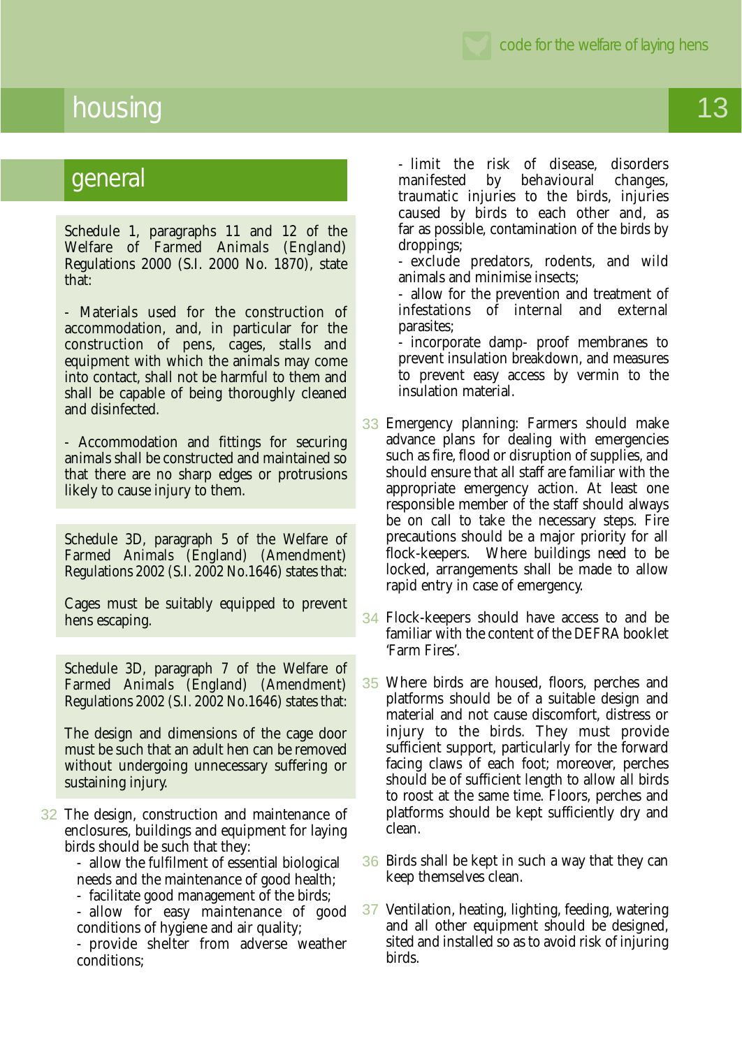# housing

## general

Schedule 1, paragraphs 11 and 12 of the Welfare of Farmed Animals (England) Regulations 2000 (S.I. 2000 No. 1870), state that:

- Materials used for the construction of accommodation, and, in particular for the construction of pens, cages, stalls and equipment with which the animals may come into contact, shall not be harmful to them and shall be capable of being thoroughly cleaned and disinfected.

- Accommodation and fittings for securing animals shall be constructed and maintained so that there are no sharp edges or protrusions likely to cause injury to them.

Schedule 3D, paragraph 5 of the Welfare of Farmed Animals (England) (Amendment) Regulations 2002 (S.I. 2002 No.1646) states that:

Cages must be suitably equipped to prevent hens escaping.

Schedule 3D, paragraph 7 of the Welfare of Farmed Animals (England) (Amendment) Regulations 2002 (S.I. 2002 No.1646) states that:

The design and dimensions of the cage door must be such that an adult hen can be removed without undergoing unnecessary suffering or sustaining injury.

32 The design, construction and maintenance of enclosures, buildings and equipment for laying birds should be such that they:
   - allow the fulfilment of essential biological needs and the maintenance of good health;
   - facilitate good management of the birds;
   - allow for easy maintenance of good conditions of hygiene and air quality;
   - provide shelter from adverse weather conditions;
   - limit the risk of disease, disorders manifested by behavioural changes, traumatic injuries to the birds, injuries caused by birds to each other and, as far as possible, contamination of the birds by droppings;
   - exclude predators, rodents, and wild animals and minimise insects;
   - allow for the prevention and treatment of infestations of internal and external parasites;
   - incorporate damp- proof membranes to prevent insulation breakdown, and measures to prevent easy access by vermin to the insulation material.

33 Emergency planning: Farmers should make advance plans for dealing with emergencies such as fire, flood or disruption of supplies, and should ensure that all staff are familiar with the appropriate emergency action. At least one responsible member of the staff should always be on call to take the necessary steps. Fire precautions should be a major priority for all flock-keepers. Where buildings need to be locked, arrangements shall be made to allow rapid entry in case of emergency.

34 Flock-keepers should have access to and be familiar with the content of the DEFRA booklet 'Farm Fires'.

35 Where birds are housed, floors, perches and platforms should be of a suitable design and material and not cause discomfort, distress or injury to the birds. They must provide sufficient support, particularly for the forward facing claws of each foot; moreover, perches should be of sufficient length to allow all birds to roost at the same time. Floors, perches and platforms should be kept sufficiently dry and clean.

36 Birds shall be kept in such a way that they can keep themselves clean.

37 Ventilation, heating, lighting, feeding, watering and all other equipment should be designed, sited and installed so as to avoid risk of injuring birds.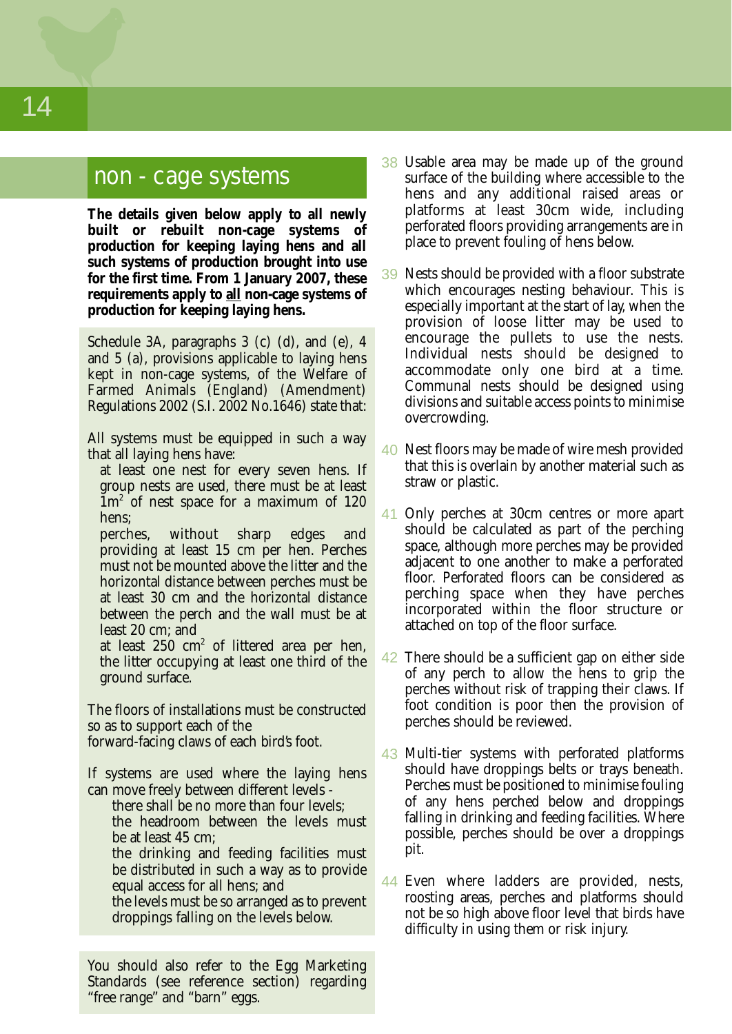## non - cage systems

**The details given below apply to all newly built or rebuilt non-cage systems of production for keeping laying hens and all such systems of production brought into use for the first time. From 1 January 2007, these requirements apply to <u>all</u> non-cage systems of production for keeping laying hens.**

Schedule 3A, paragraphs 3 (c) (d), and (e), 4 and 5 (a), provisions applicable to laying hens kept in non-cage systems, of the Welfare of Farmed Animals (England) (Amendment) Regulations 2002 (S.I. 2002 No.1646) state that:

All systems must be equipped in such a way that all laying hens have:

- at least one nest for every seven hens. If group nests are used, there must be at least $1m^2$ of nest space for a maximum of 120 hens;
- perches, without sharp edges and providing at least 15 cm per hen. Perches must not be mounted above the litter and the horizontal distance between perches must be at least 30 cm and the horizontal distance between the perch and the wall must be at least 20 cm; and
- at least 250 $cm^2$ of littered area per hen, the litter occupying at least one third of the ground surface.

The floors of installations must be constructed so as to support each of the forward-facing claws of each bird's foot.

If systems are used where the laying hens can move freely between different levels -

- there shall be no more than four levels;
- the headroom between the levels must be at least 45 cm;
- the drinking and feeding facilities must be distributed in such a way as to provide equal access for all hens; and
- the levels must be so arranged as to prevent droppings falling on the levels below.

You should also refer to the Egg Marketing Standards (see reference section) regarding "free range" and "barn" eggs.

38 Usable area may be made up of the ground surface of the building where accessible to the hens and any additional raised areas or platforms at least 30cm wide, including perforated floors providing arrangements are in place to prevent fouling of hens below.

39 Nests should be provided with a floor substrate which encourages nesting behaviour. This is especially important at the start of lay, when the provision of loose litter may be used to encourage the pullets to use the nests. Individual nests should be designed to accommodate only one bird at a time. Communal nests should be designed using divisions and suitable access points to minimise overcrowding.

40 Nest floors may be made of wire mesh provided that this is overlain by another material such as straw or plastic.

41 Only perches at 30cm centres or more apart should be calculated as part of the perching space, although more perches may be provided adjacent to one another to make a perforated floor. Perforated floors can be considered as perching space when they have perches incorporated within the floor structure or attached on top of the floor surface.

42 There should be a sufficient gap on either side of any perch to allow the hens to grip the perches without risk of trapping their claws. If foot condition is poor then the provision of perches should be reviewed.

43 Multi-tier systems with perforated platforms should have droppings belts or trays beneath. Perches must be positioned to minimise fouling of any hens perched below and droppings falling in drinking and feeding facilities. Where possible, perches should be over a droppings pit.

44 Even where ladders are provided, nests, roosting areas, perches and platforms should not be so high above floor level that birds have difficulty in using them or risk injury.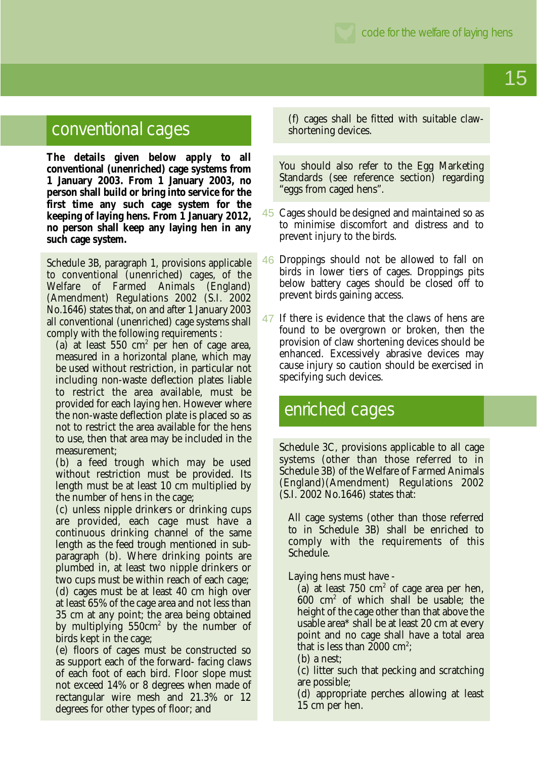## conventional cages

**The details given below apply to all conventional (unenriched) cage systems from 1 January 2003. From 1 January 2003, no person shall build or bring into service for the first time any such cage system for the keeping of laying hens. From 1 January 2012, no person shall keep any laying hen in any such cage system.**

Schedule 3B, paragraph 1, provisions applicable to conventional (unenriched) cages, of the Welfare of Farmed Animals (England) (Amendment) Regulations 2002 (S.I. 2002 No.1646) states that, on and after 1 January 2003 all conventional (unenriched) cage systems shall comply with the following requirements :

(a) at least 550 cm$^2$ per hen of cage area, measured in a horizontal plane, which may be used without restriction, in particular not including non-waste deflection plates liable to restrict the area available, must be provided for each laying hen. However where the non-waste deflection plate is placed so as not to restrict the area available for the hens to use, then that area may be included in the measurement;

(b) a feed trough which may be used without restriction must be provided. Its length must be at least 10 cm multiplied by the number of hens in the cage;

(c) unless nipple drinkers or drinking cups are provided, each cage must have a continuous drinking channel of the same length as the feed trough mentioned in sub-paragraph (b). Where drinking points are plumbed in, at least two nipple drinkers or two cups must be within reach of each cage;

(d) cages must be at least 40 cm high over at least 65% of the cage area and not less than 35 cm at any point; the area being obtained by multiplying 550cm$^2$ by the number of birds kept in the cage;

(e) floors of cages must be constructed so as support each of the forward- facing claws of each foot of each bird. Floor slope must not exceed 14% or 8 degrees when made of rectangular wire mesh and 21.3% or 12 degrees for other types of floor; and

(f) cages shall be fitted with suitable claw-shortening devices.

You should also refer to the Egg Marketing Standards (see reference section) regarding "eggs from caged hens".

45 Cages should be designed and maintained so as to minimise discomfort and distress and to prevent injury to the birds.

46 Droppings should not be allowed to fall on birds in lower tiers of cages. Droppings pits below battery cages should be closed off to prevent birds gaining access.

47 If there is evidence that the claws of hens are found to be overgrown or broken, then the provision of claw shortening devices should be enhanced. Excessively abrasive devices may cause injury so caution should be exercised in specifying such devices.

## enriched cages

Schedule 3C, provisions applicable to all cage systems (other than those referred to in Schedule 3B) of the Welfare of Farmed Animals (England)(Amendment) Regulations 2002 (S.I. 2002 No.1646) states that:

All cage systems (other than those referred to in Schedule 3B) shall be enriched to comply with the requirements of this Schedule.

Laying hens must have -

(a) at least 750 cm$^2$ of cage area per hen, 600 cm$^2$ of which shall be usable; the height of the cage other than that above the usable area* shall be at least 20 cm at every point and no cage shall have a total area that is less than 2000 cm$^2$;

(b) a nest;

(c) litter such that pecking and scratching are possible;

(d) appropriate perches allowing at least 15 cm per hen.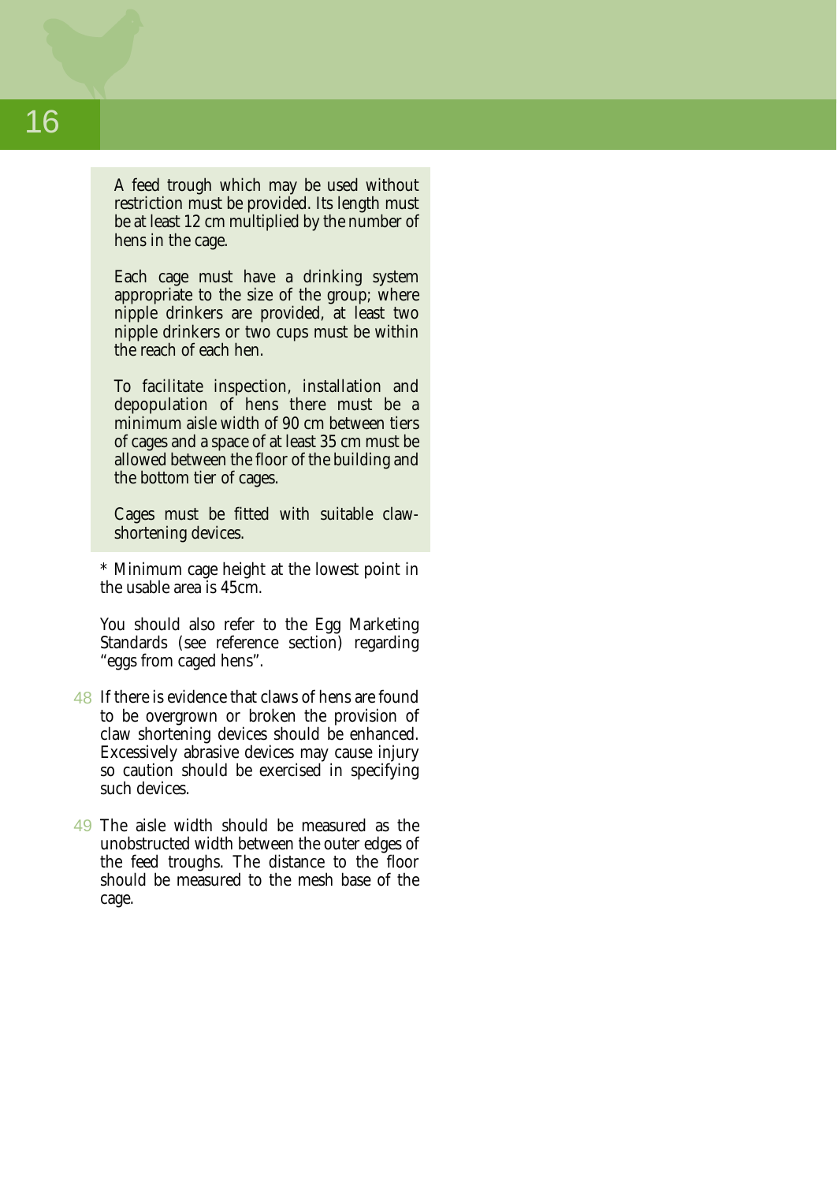A feed trough which may be used without restriction must be provided. Its length must be at least 12 cm multiplied by the number of hens in the cage.

Each cage must have a drinking system appropriate to the size of the group; where nipple drinkers are provided, at least two nipple drinkers or two cups must be within the reach of each hen.

To facilitate inspection, installation and depopulation of hens there must be a minimum aisle width of 90 cm between tiers of cages and a space of at least 35 cm must be allowed between the floor of the building and the bottom tier of cages.

Cages must be fitted with suitable claw-shortening devices.

\* Minimum cage height at the lowest point in the usable area is 45cm.

You should also refer to the Egg Marketing Standards (see reference section) regarding "eggs from caged hens".

48 If there is evidence that claws of hens are found to be overgrown or broken the provision of claw shortening devices should be enhanced. Excessively abrasive devices may cause injury so caution should be exercised in specifying such devices.

49 The aisle width should be measured as the unobstructed width between the outer edges of the feed troughs. The distance to the floor should be measured to the mesh base of the cage.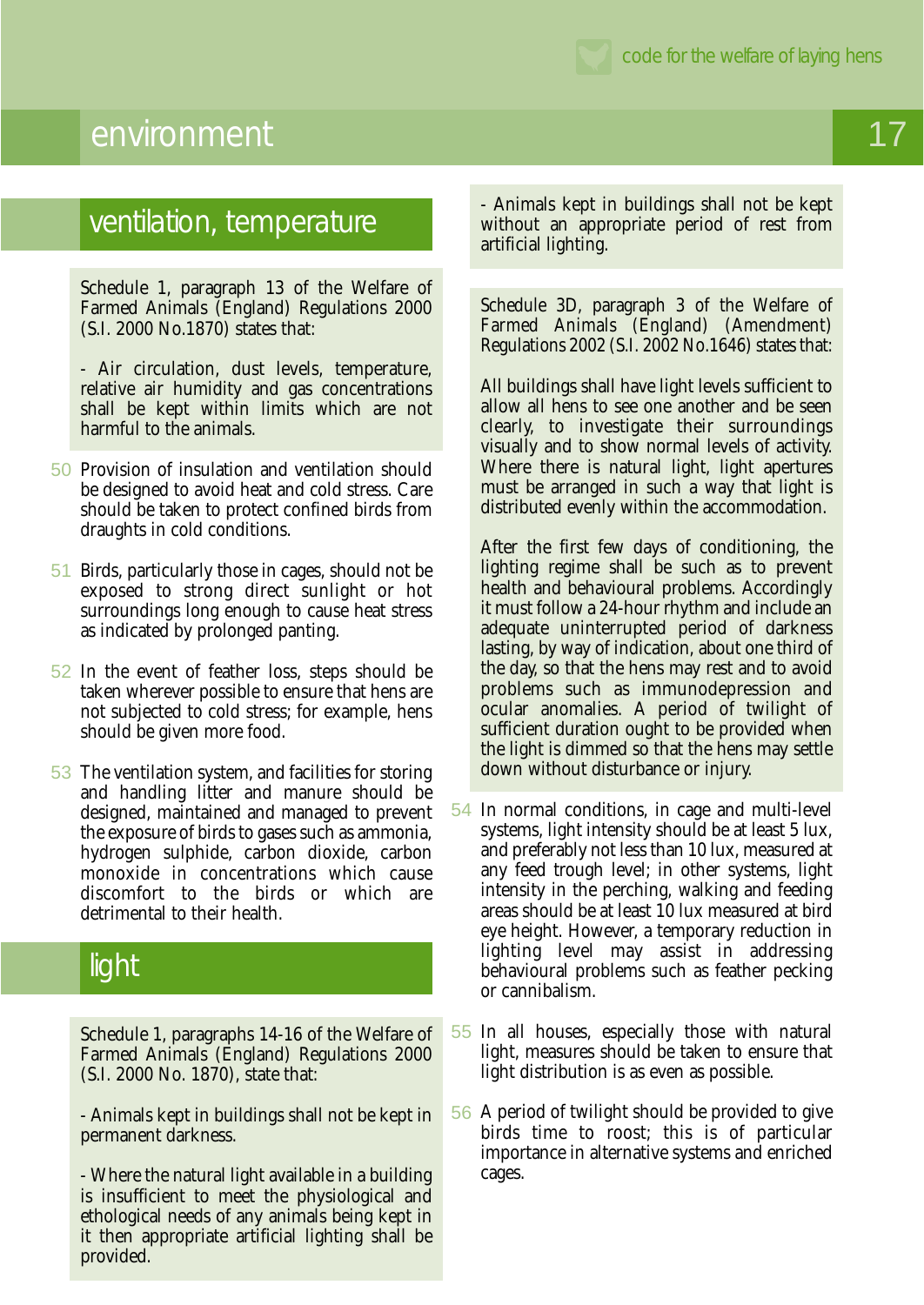# environment

## ventilation, temperature

Schedule 1, paragraph 13 of the Welfare of Farmed Animals (England) Regulations 2000 (S.I. 2000 No.1870) states that:

- Air circulation, dust levels, temperature, relative air humidity and gas concentrations shall be kept within limits which are not harmful to the animals.

50 Provision of insulation and ventilation should be designed to avoid heat and cold stress. Care should be taken to protect confined birds from draughts in cold conditions.

51 Birds, particularly those in cages, should not be exposed to strong direct sunlight or hot surroundings long enough to cause heat stress as indicated by prolonged panting.

52 In the event of feather loss, steps should be taken wherever possible to ensure that hens are not subjected to cold stress; for example, hens should be given more food.

53 The ventilation system, and facilities for storing and handling litter and manure should be designed, maintained and managed to prevent the exposure of birds to gases such as ammonia, hydrogen sulphide, carbon dioxide, carbon monoxide in concentrations which cause discomfort to the birds or which are detrimental to their health.

## light

Schedule 1, paragraphs 14-16 of the Welfare of Farmed Animals (England) Regulations 2000 (S.I. 2000 No. 1870), state that:

- Animals kept in buildings shall not be kept in permanent darkness.

- Where the natural light available in a building is insufficient to meet the physiological and ethological needs of any animals being kept in it then appropriate artificial lighting shall be provided.

- Animals kept in buildings shall not be kept without an appropriate period of rest from artificial lighting.

Schedule 3D, paragraph 3 of the Welfare of Farmed Animals (England) (Amendment) Regulations 2002 (S.I. 2002 No.1646) states that:

All buildings shall have light levels sufficient to allow all hens to see one another and be seen clearly, to investigate their surroundings visually and to show normal levels of activity. Where there is natural light, light apertures must be arranged in such a way that light is distributed evenly within the accommodation.

After the first few days of conditioning, the lighting regime shall be such as to prevent health and behavioural problems. Accordingly it must follow a 24-hour rhythm and include an adequate uninterrupted period of darkness lasting, by way of indication, about one third of the day, so that the hens may rest and to avoid problems such as immunodepression and ocular anomalies. A period of twilight of sufficient duration ought to be provided when the light is dimmed so that the hens may settle down without disturbance or injury.

54 In normal conditions, in cage and multi-level systems, light intensity should be at least 5 lux, and preferably not less than 10 lux, measured at any feed trough level; in other systems, light intensity in the perching, walking and feeding areas should be at least 10 lux measured at bird eye height. However, a temporary reduction in lighting level may assist in addressing behavioural problems such as feather pecking or cannibalism.

55 In all houses, especially those with natural light, measures should be taken to ensure that light distribution is as even as possible.

56 A period of twilight should be provided to give birds time to roost; this is of particular importance in alternative systems and enriched cages.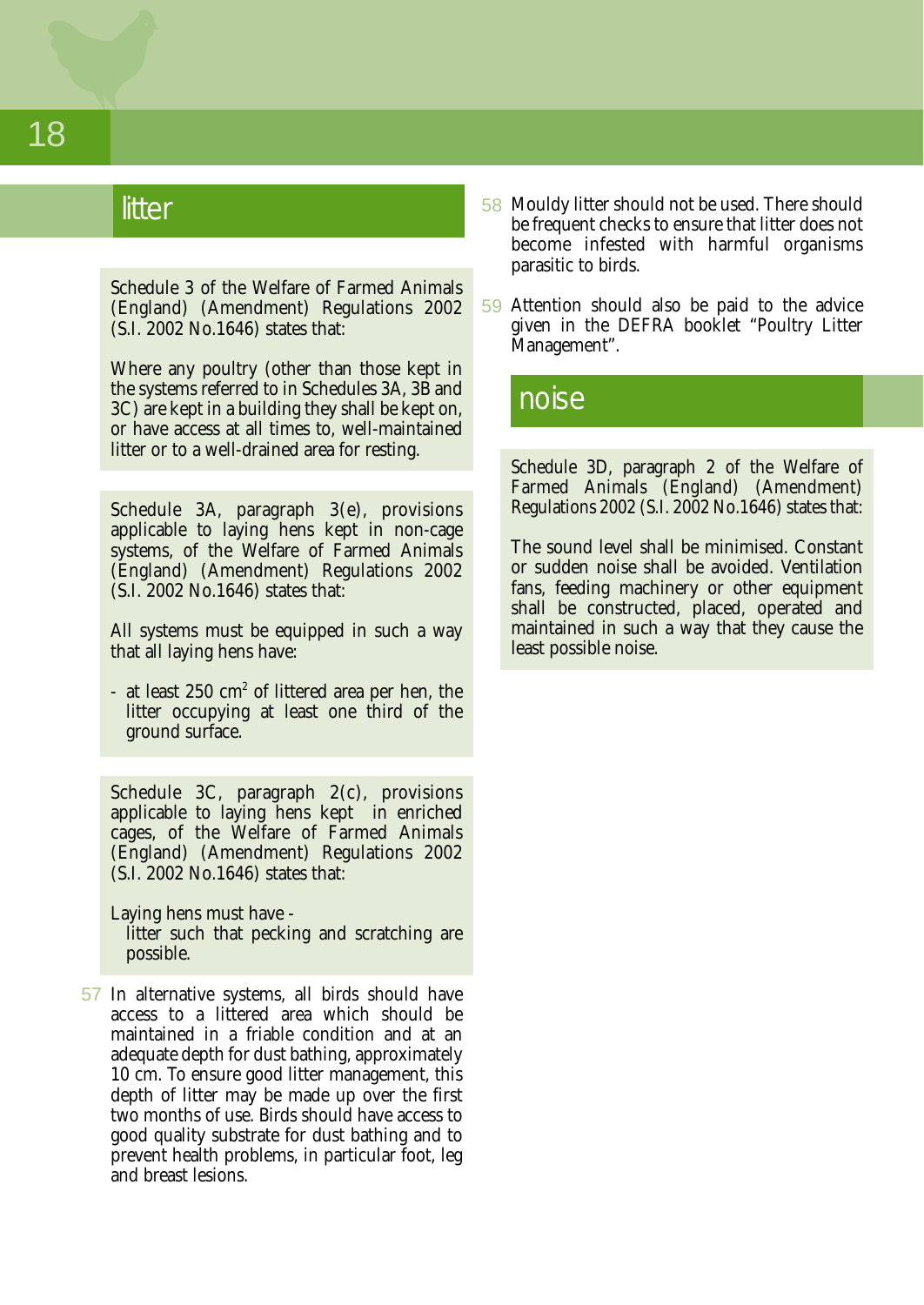## litter

Schedule 3 of the Welfare of Farmed Animals (England) (Amendment) Regulations 2002 (S.I. 2002 No.1646) states that:

Where any poultry (other than those kept in the systems referred to in Schedules 3A, 3B and 3C) are kept in a building they shall be kept on, or have access at all times to, well-maintained litter or to a well-drained area for resting.

Schedule 3A, paragraph 3(e), provisions applicable to laying hens kept in non-cage systems, of the Welfare of Farmed Animals (England) (Amendment) Regulations 2002 (S.I. 2002 No.1646) states that:

All systems must be equipped in such a way that all laying hens have:

- at least 250 $cm^2$ of littered area per hen, the litter occupying at least one third of the ground surface.

Schedule 3C, paragraph 2(c), provisions applicable to laying hens kept in enriched cages, of the Welfare of Farmed Animals (England) (Amendment) Regulations 2002 (S.I. 2002 No.1646) states that:

Laying hens must have -
litter such that pecking and scratching are possible.

57 In alternative systems, all birds should have access to a littered area which should be maintained in a friable condition and at an adequate depth for dust bathing, approximately 10 cm. To ensure good litter management, this depth of litter may be made up over the first two months of use. Birds should have access to good quality substrate for dust bathing and to prevent health problems, in particular foot, leg and breast lesions.

58 Mouldy litter should not be used. There should be frequent checks to ensure that litter does not become infested with harmful organisms parasitic to birds.

59 Attention should also be paid to the advice given in the DEFRA booklet "Poultry Litter Management".

## noise

Schedule 3D, paragraph 2 of the Welfare of Farmed Animals (England) (Amendment) Regulations 2002 (S.I. 2002 No.1646) states that:

The sound level shall be minimised. Constant or sudden noise shall be avoided. Ventilation fans, feeding machinery or other equipment shall be constructed, placed, operated and maintained in such a way that they cause the least possible noise.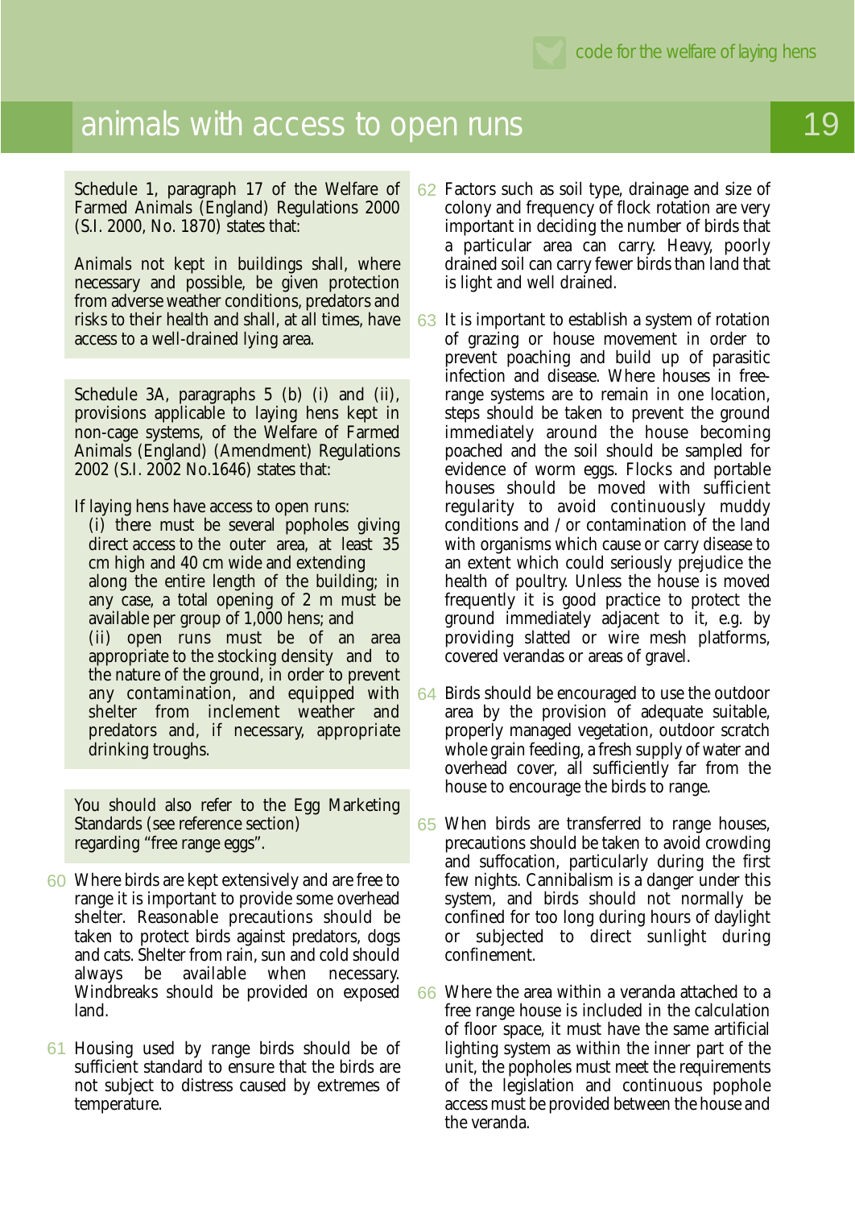## animals with access to open runs

Schedule 1, paragraph 17 of the Welfare of Farmed Animals (England) Regulations 2000 (S.I. 2000, No. 1870) states that:

Animals not kept in buildings shall, where necessary and possible, be given protection from adverse weather conditions, predators and risks to their health and shall, at all times, have access to a well-drained lying area.

Schedule 3A, paragraphs 5 (b) (i) and (ii), provisions applicable to laying hens kept in non-cage systems, of the Welfare of Farmed Animals (England) (Amendment) Regulations 2002 (S.I. 2002 No.1646) states that:

If laying hens have access to open runs:

(i) there must be several popholes giving direct access to the outer area, at least 35 cm high and 40 cm wide and extending along the entire length of the building; in any case, a total opening of 2 m must be available per group of 1,000 hens; and

(ii) open runs must be of an area appropriate to the stocking density and to the nature of the ground, in order to prevent any contamination, and equipped with shelter from inclement weather and predators and, if necessary, appropriate drinking troughs.

You should also refer to the Egg Marketing Standards (see reference section) regarding "free range eggs".

60 Where birds are kept extensively and are free to range it is important to provide some overhead shelter. Reasonable precautions should be taken to protect birds against predators, dogs and cats. Shelter from rain, sun and cold should always be available when necessary. Windbreaks should be provided on exposed land.

61 Housing used by range birds should be of sufficient standard to ensure that the birds are not subject to distress caused by extremes of temperature.

62 Factors such as soil type, drainage and size of colony and frequency of flock rotation are very important in deciding the number of birds that a particular area can carry. Heavy, poorly drained soil can carry fewer birds than land that is light and well drained.

63 It is important to establish a system of rotation of grazing or house movement in order to prevent poaching and build up of parasitic infection and disease. Where houses in free-range systems are to remain in one location, steps should be taken to prevent the ground immediately around the house becoming poached and the soil should be sampled for evidence of worm eggs. Flocks and portable houses should be moved with sufficient regularity to avoid continuously muddy conditions and / or contamination of the land with organisms which cause or carry disease to an extent which could seriously prejudice the health of poultry. Unless the house is moved frequently it is good practice to protect the ground immediately adjacent to it, e.g. by providing slatted or wire mesh platforms, covered verandas or areas of gravel.

64 Birds should be encouraged to use the outdoor area by the provision of adequate suitable, properly managed vegetation, outdoor scratch whole grain feeding, a fresh supply of water and overhead cover, all sufficiently far from the house to encourage the birds to range.

65 When birds are transferred to range houses, precautions should be taken to avoid crowding and suffocation, particularly during the first few nights. Cannibalism is a danger under this system, and birds should not normally be confined for too long during hours of daylight or subjected to direct sunlight during confinement.

66 Where the area within a veranda attached to a free range house is included in the calculation of floor space, it must have the same artificial lighting system as within the inner part of the unit, the popholes must meet the requirements of the legislation and continuous pophole access must be provided between the house and the veranda.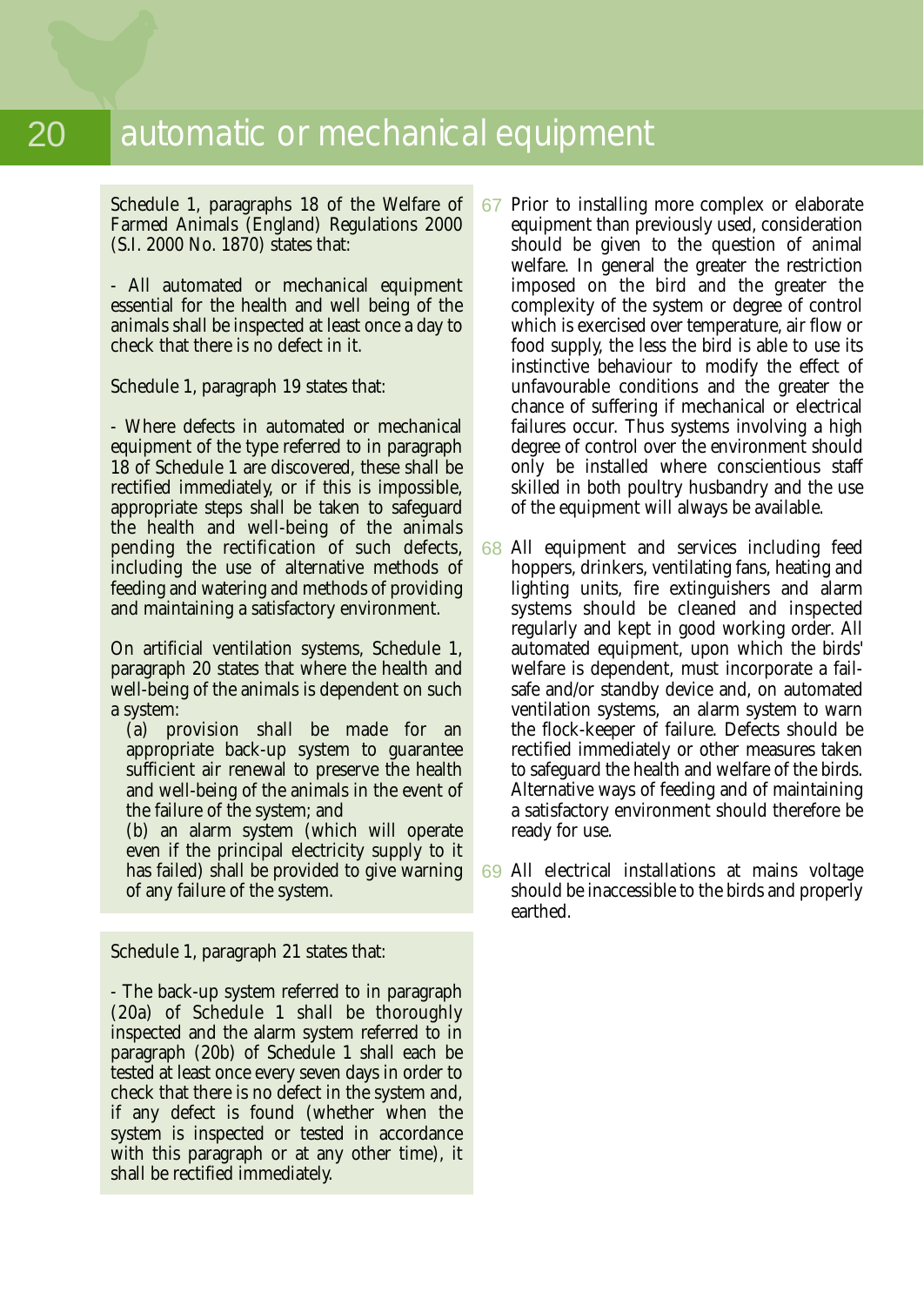# automatic or mechanical equipment

Schedule 1, paragraphs 18 of the Welfare of Farmed Animals (England) Regulations 2000 (S.I. 2000 No. 1870) states that:

- All automated or mechanical equipment essential for the health and well being of the animals shall be inspected at least once a day to check that there is no defect in it.

Schedule 1, paragraph 19 states that:

- Where defects in automated or mechanical equipment of the type referred to in paragraph 18 of Schedule 1 are discovered, these shall be rectified immediately, or if this is impossible, appropriate steps shall be taken to safeguard the health and well-being of the animals pending the rectification of such defects, including the use of alternative methods of feeding and watering and methods of providing and maintaining a satisfactory environment.

On artificial ventilation systems, Schedule 1, paragraph 20 states that where the health and well-being of the animals is dependent on such a system:

(a) provision shall be made for an appropriate back-up system to guarantee sufficient air renewal to preserve the health and well-being of the animals in the event of the failure of the system; and

(b) an alarm system (which will operate even if the principal electricity supply to it has failed) shall be provided to give warning of any failure of the system.

Schedule 1, paragraph 21 states that:

- The back-up system referred to in paragraph (20a) of Schedule 1 shall be thoroughly inspected and the alarm system referred to in paragraph (20b) of Schedule 1 shall each be tested at least once every seven days in order to check that there is no defect in the system and, if any defect is found (whether when the system is inspected or tested in accordance with this paragraph or at any other time), it shall be rectified immediately.

67 Prior to installing more complex or elaborate equipment than previously used, consideration should be given to the question of animal welfare. In general the greater the restriction imposed on the bird and the greater the complexity of the system or degree of control which is exercised over temperature, air flow or food supply, the less the bird is able to use its instinctive behaviour to modify the effect of unfavourable conditions and the greater the chance of suffering if mechanical or electrical failures occur. Thus systems involving a high degree of control over the environment should only be installed where conscientious staff skilled in both poultry husbandry and the use of the equipment will always be available.

68 All equipment and services including feed hoppers, drinkers, ventilating fans, heating and lighting units, fire extinguishers and alarm systems should be cleaned and inspected regularly and kept in good working order. All automated equipment, upon which the birds' welfare is dependent, must incorporate a fail-safe and/or standby device and, on automated ventilation systems, an alarm system to warn the flock-keeper of failure. Defects should be rectified immediately or other measures taken to safeguard the health and welfare of the birds. Alternative ways of feeding and of maintaining a satisfactory environment should therefore be ready for use.

69 All electrical installations at mains voltage should be inaccessible to the birds and properly earthed.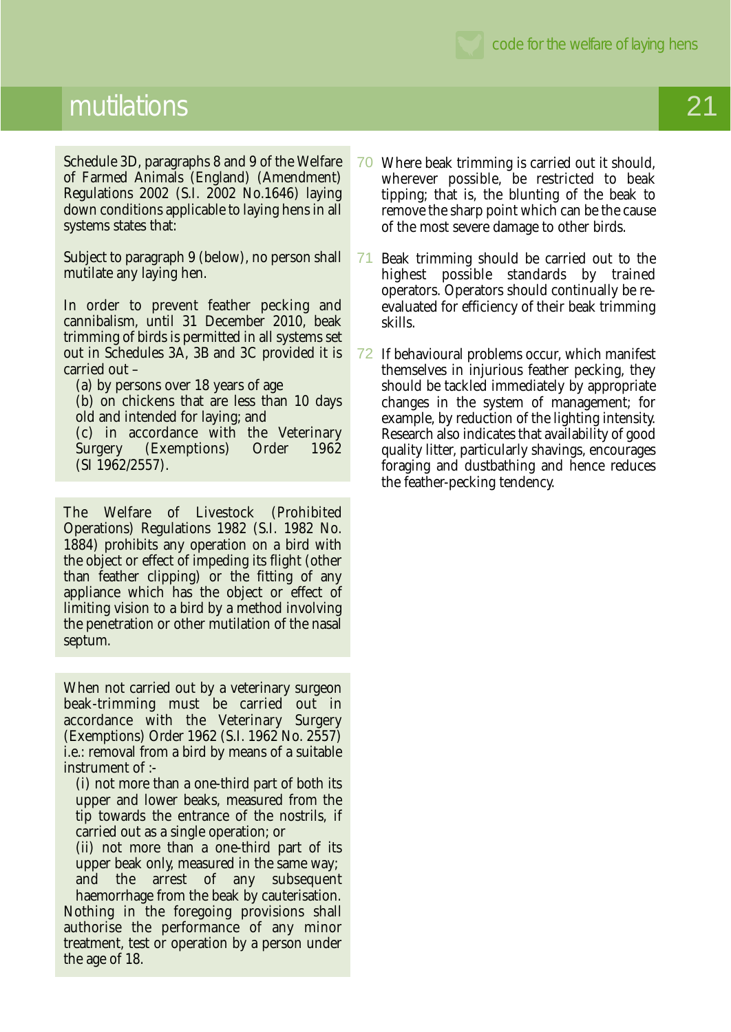# mutilations

Schedule 3D, paragraphs 8 and 9 of the Welfare of Farmed Animals (England) (Amendment) Regulations 2002 (S.I. 2002 No.1646) laying down conditions applicable to laying hens in all systems states that:

Subject to paragraph 9 (below), no person shall mutilate any laying hen.

In order to prevent feather pecking and cannibalism, until 31 December 2010, beak trimming of birds is permitted in all systems set out in Schedules 3A, 3B and 3C provided it is carried out –

(a) by persons over 18 years of age
(b) on chickens that are less than 10 days old and intended for laying; and
(c) in accordance with the Veterinary Surgery (Exemptions) Order 1962 (SI 1962/2557).

The Welfare of Livestock (Prohibited Operations) Regulations 1982 (S.I. 1982 No. 1884) prohibits any operation on a bird with the object or effect of impeding its flight (other than feather clipping) or the fitting of any appliance which has the object or effect of limiting vision to a bird by a method involving the penetration or other mutilation of the nasal septum.

When not carried out by a veterinary surgeon beak-trimming must be carried out in accordance with the Veterinary Surgery (Exemptions) Order 1962 (S.I. 1962 No. 2557) i.e.: removal from a bird by means of a suitable instrument of :-

(i) not more than a one-third part of both its upper and lower beaks, measured from the tip towards the entrance of the nostrils, if carried out as a single operation; or
(ii) not more than a one-third part of its upper beak only, measured in the same way; and the arrest of any subsequent haemorrhage from the beak by cauterisation.

Nothing in the foregoing provisions shall authorise the performance of any minor treatment, test or operation by a person under the age of 18.

70 Where beak trimming is carried out it should, wherever possible, be restricted to beak tipping; that is, the blunting of the beak to remove the sharp point which can be the cause of the most severe damage to other birds.

71 Beak trimming should be carried out to the highest possible standards by trained operators. Operators should continually be re-evaluated for efficiency of their beak trimming skills.

72 If behavioural problems occur, which manifest themselves in injurious feather pecking, they should be tackled immediately by appropriate changes in the system of management; for example, by reduction of the lighting intensity. Research also indicates that availability of good quality litter, particularly shavings, encourages foraging and dustbathing and hence reduces the feather-pecking tendency.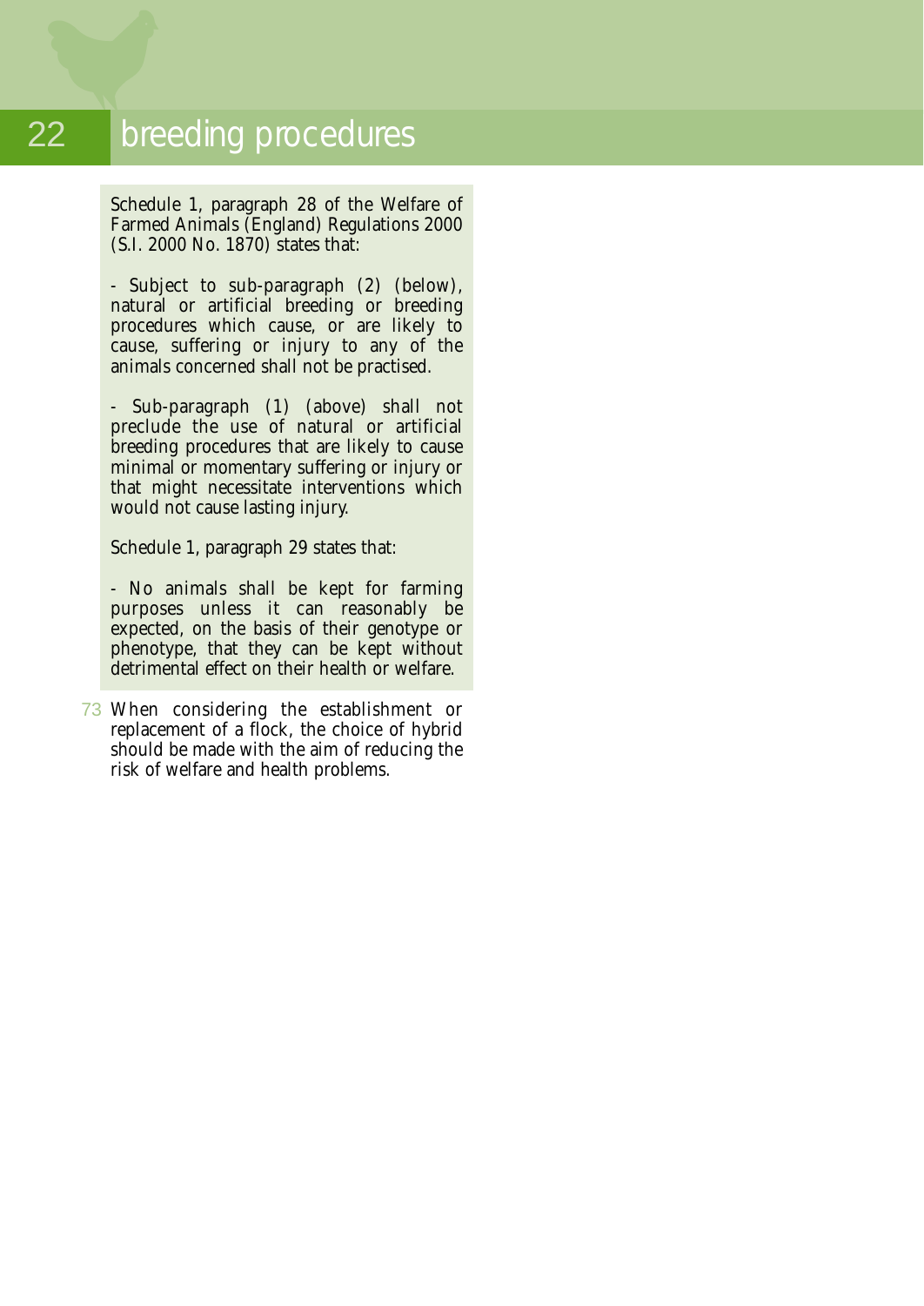# breeding procedures

Schedule 1, paragraph 28 of the Welfare of Farmed Animals (England) Regulations 2000 (S.I. 2000 No. 1870) states that:

- Subject to sub-paragraph (2) (below), natural or artificial breeding or breeding procedures which cause, or are likely to cause, suffering or injury to any of the animals concerned shall not be practised.

- Sub-paragraph (1) (above) shall not preclude the use of natural or artificial breeding procedures that are likely to cause minimal or momentary suffering or injury or that might necessitate interventions which would not cause lasting injury.

Schedule 1, paragraph 29 states that:

- No animals shall be kept for farming purposes unless it can reasonably be expected, on the basis of their genotype or phenotype, that they can be kept without detrimental effect on their health or welfare.

73 When considering the establishment or replacement of a flock, the choice of hybrid should be made with the aim of reducing the risk of welfare and health problems.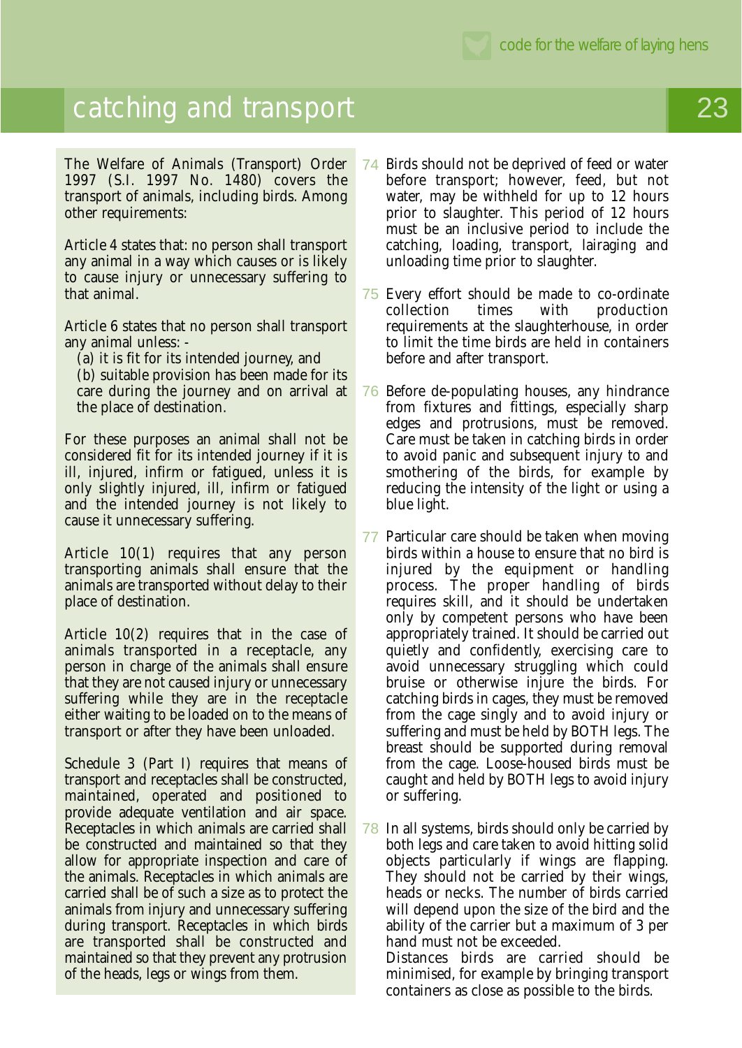# catching and transport

The Welfare of Animals (Transport) Order 1997 (S.I. 1997 No. 1480) covers the transport of animals, including birds. Among other requirements:

Article 4 states that: no person shall transport any animal in a way which causes or is likely to cause injury or unnecessary suffering to that animal.

Article 6 states that no person shall transport any animal unless: -

(a) it is fit for its intended journey, and
(b) suitable provision has been made for its care during the journey and on arrival at the place of destination.

For these purposes an animal shall not be considered fit for its intended journey if it is ill, injured, infirm or fatigued, unless it is only slightly injured, ill, infirm or fatigued and the intended journey is not likely to cause it unnecessary suffering.

Article 10(1) requires that any person transporting animals shall ensure that the animals are transported without delay to their place of destination.

Article 10(2) requires that in the case of animals transported in a receptacle, any person in charge of the animals shall ensure that they are not caused injury or unnecessary suffering while they are in the receptacle either waiting to be loaded on to the means of transport or after they have been unloaded.

Schedule 3 (Part I) requires that means of transport and receptacles shall be constructed, maintained, operated and positioned to provide adequate ventilation and air space. Receptacles in which animals are carried shall be constructed and maintained so that they allow for appropriate inspection and care of the animals. Receptacles in which animals are carried shall be of such a size as to protect the animals from injury and unnecessary suffering during transport. Receptacles in which birds are transported shall be constructed and maintained so that they prevent any protrusion of the heads, legs or wings from them.

74 Birds should not be deprived of feed or water before transport; however, feed, but not water, may be withheld for up to 12 hours prior to slaughter. This period of 12 hours must be an inclusive period to include the catching, loading, transport, lairaging and unloading time prior to slaughter.

75 Every effort should be made to co-ordinate collection times with production requirements at the slaughterhouse, in order to limit the time birds are held in containers before and after transport.

76 Before de-populating houses, any hindrance from fixtures and fittings, especially sharp edges and protrusions, must be removed. Care must be taken in catching birds in order to avoid panic and subsequent injury to and smothering of the birds, for example by reducing the intensity of the light or using a blue light.

77 Particular care should be taken when moving birds within a house to ensure that no bird is injured by the equipment or handling process. The proper handling of birds requires skill, and it should be undertaken only by competent persons who have been appropriately trained. It should be carried out quietly and confidently, exercising care to avoid unnecessary struggling which could bruise or otherwise injure the birds. For catching birds in cages, they must be removed from the cage singly and to avoid injury or suffering and must be held by BOTH legs. The breast should be supported during removal from the cage. Loose-housed birds must be caught and held by BOTH legs to avoid injury or suffering.

78 In all systems, birds should only be carried by both legs and care taken to avoid hitting solid objects particularly if wings are flapping. They should not be carried by their wings, heads or necks. The number of birds carried will depend upon the size of the bird and the ability of the carrier but a maximum of 3 per hand must not be exceeded.
Distances birds are carried should be minimised, for example by bringing transport containers as close as possible to the birds.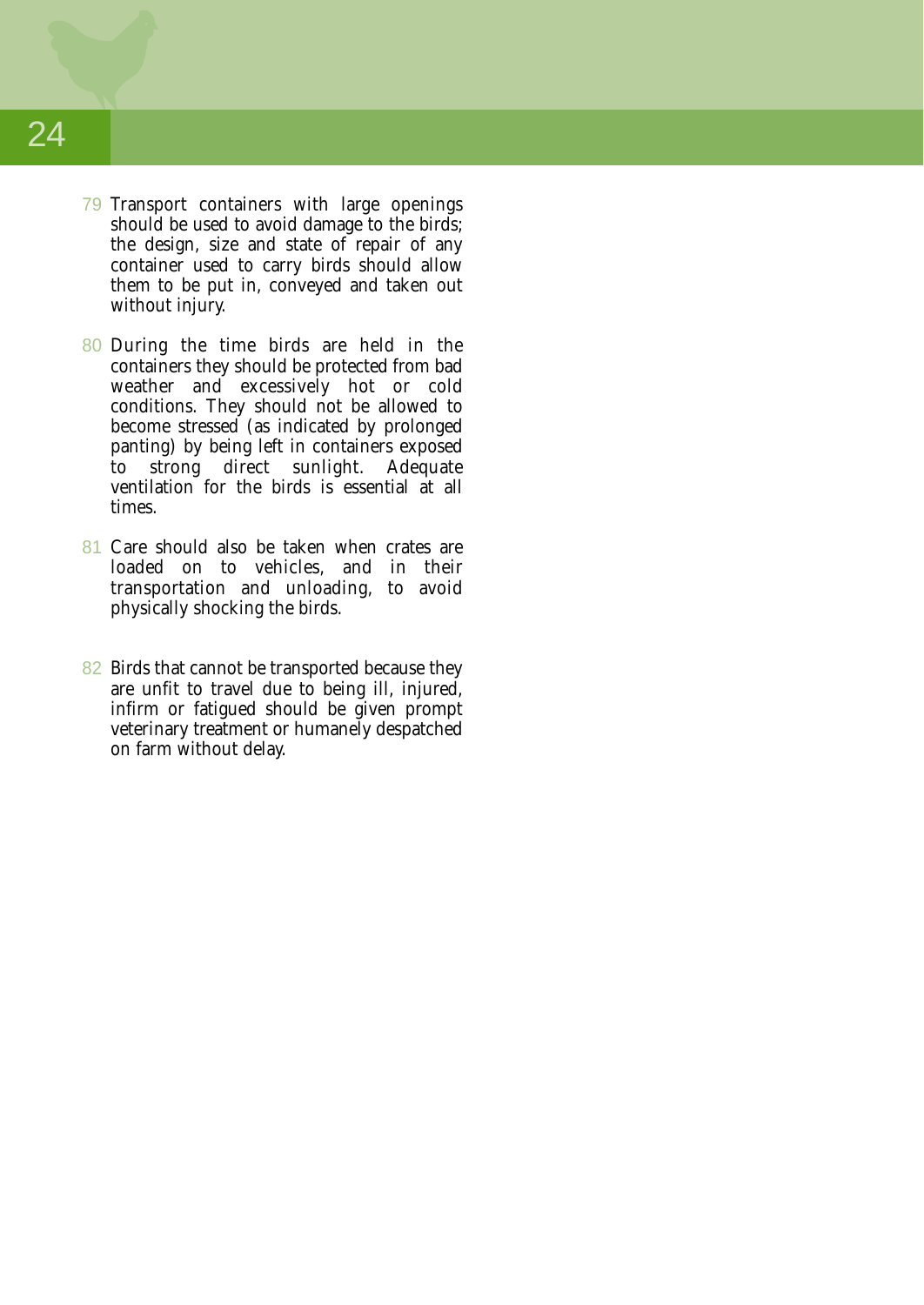79 Transport containers with large openings should be used to avoid damage to the birds; the design, size and state of repair of any container used to carry birds should allow them to be put in, conveyed and taken out without injury.

80 During the time birds are held in the containers they should be protected from bad weather and excessively hot or cold conditions. They should not be allowed to become stressed (as indicated by prolonged panting) by being left in containers exposed to strong direct sunlight. Adequate ventilation for the birds is essential at all times.

81 Care should also be taken when crates are loaded on to vehicles, and in their transportation and unloading, to avoid physically shocking the birds.

82 Birds that cannot be transported because they are unfit to travel due to being ill, injured, infirm or fatigued should be given prompt veterinary treatment or humanely despatched on farm without delay.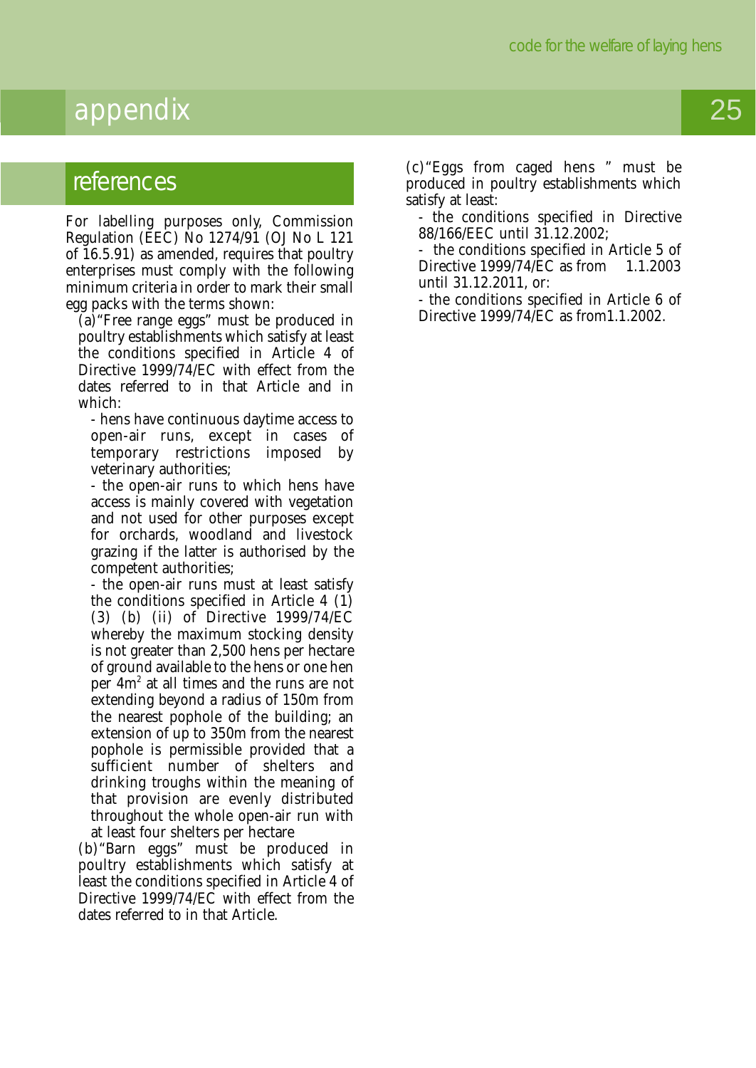# appendix

## references

For labelling purposes only, Commission Regulation (EEC) No 1274/91 (OJ No L 121 of 16.5.91) as amended, requires that poultry enterprises must comply with the following minimum criteria in order to mark their small egg packs with the terms shown:

(a) "Free range eggs" must be produced in poultry establishments which satisfy at least the conditions specified in Article 4 of Directive 1999/74/EC with effect from the dates referred to in that Article and in which:

- hens have continuous daytime access to open-air runs, except in cases of temporary restrictions imposed by veterinary authorities;
- the open-air runs to which hens have access is mainly covered with vegetation and not used for other purposes except for orchards, woodland and livestock grazing if the latter is authorised by the competent authorities;
- the open-air runs must at least satisfy the conditions specified in Article 4 (1) (3) (b) (ii) of Directive 1999/74/EC whereby the maximum stocking density is not greater than 2,500 hens per hectare of ground available to the hens or one hen per $4m^2$ at all times and the runs are not extending beyond a radius of 150m from the nearest pophole of the building; an extension of up to 350m from the nearest pophole is permissible provided that a sufficient number of shelters and drinking troughs within the meaning of that provision are evenly distributed throughout the whole open-air run with at least four shelters per hectare

(b) "Barn eggs" must be produced in poultry establishments which satisfy at least the conditions specified in Article 4 of Directive 1999/74/EC with effect from the dates referred to in that Article.

(c) "Eggs from caged hens " must be produced in poultry establishments which satisfy at least:

- the conditions specified in Directive 88/166/EEC until 31.12.2002;
- the conditions specified in Article 5 of Directive 1999/74/EC as from 1.1.2003 until 31.12.2011, or:
- the conditions specified in Article 6 of Directive 1999/74/EC as from1.1.2002.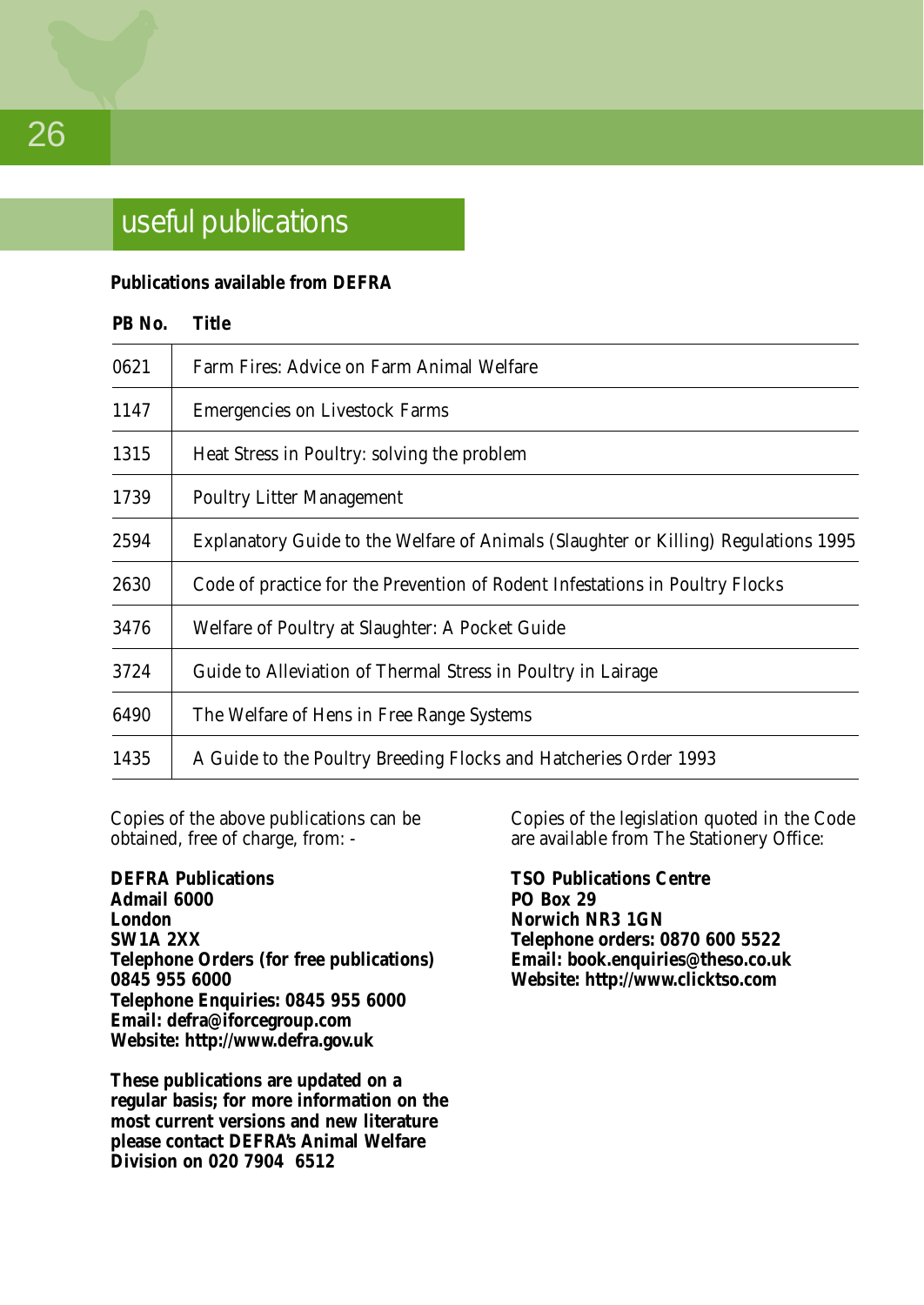## useful publications

**Publications available from DEFRA**

| PB No. | Title |
|---|---|
| 0621 | Farm Fires: Advice on Farm Animal Welfare |
| 1147 | Emergencies on Livestock Farms |
| 1315 | Heat Stress in Poultry: solving the problem |
| 1739 | Poultry Litter Management |
| 2594 | Explanatory Guide to the Welfare of Animals (Slaughter or Killing) Regulations 1995 |
| 2630 | Code of practice for the Prevention of Rodent Infestations in Poultry Flocks |
| 3476 | Welfare of Poultry at Slaughter: A Pocket Guide |
| 3724 | Guide to Alleviation of Thermal Stress in Poultry in Lairage |
| 6490 | The Welfare of Hens in Free Range Systems |
| 1435 | A Guide to the Poultry Breeding Flocks and Hatcheries Order 1993 |

Copies of the above publications can be obtained, free of charge, from: -

**DEFRA Publications**
**Admail 6000**
**London**
**SW1A 2XX**
**Telephone Orders (for free publications) 0845 955 6000**
**Telephone Enquiries: 0845 955 6000**
**Email: defra@iforcegroup.com**
**Website: http://www.defra.gov.uk**

**These publications are updated on a regular basis; for more information on the most current versions and new literature please contact DEFRA's Animal Welfare Division on 020 7904 6512**

Copies of the legislation quoted in the Code are available from The Stationery Office:

**TSO Publications Centre**
**PO Box 29**
**Norwich NR3 1GN**
**Telephone orders: 0870 600 5522**
**Email: book.enquiries@theso.co.uk**
**Website: http://www.clicktso.com**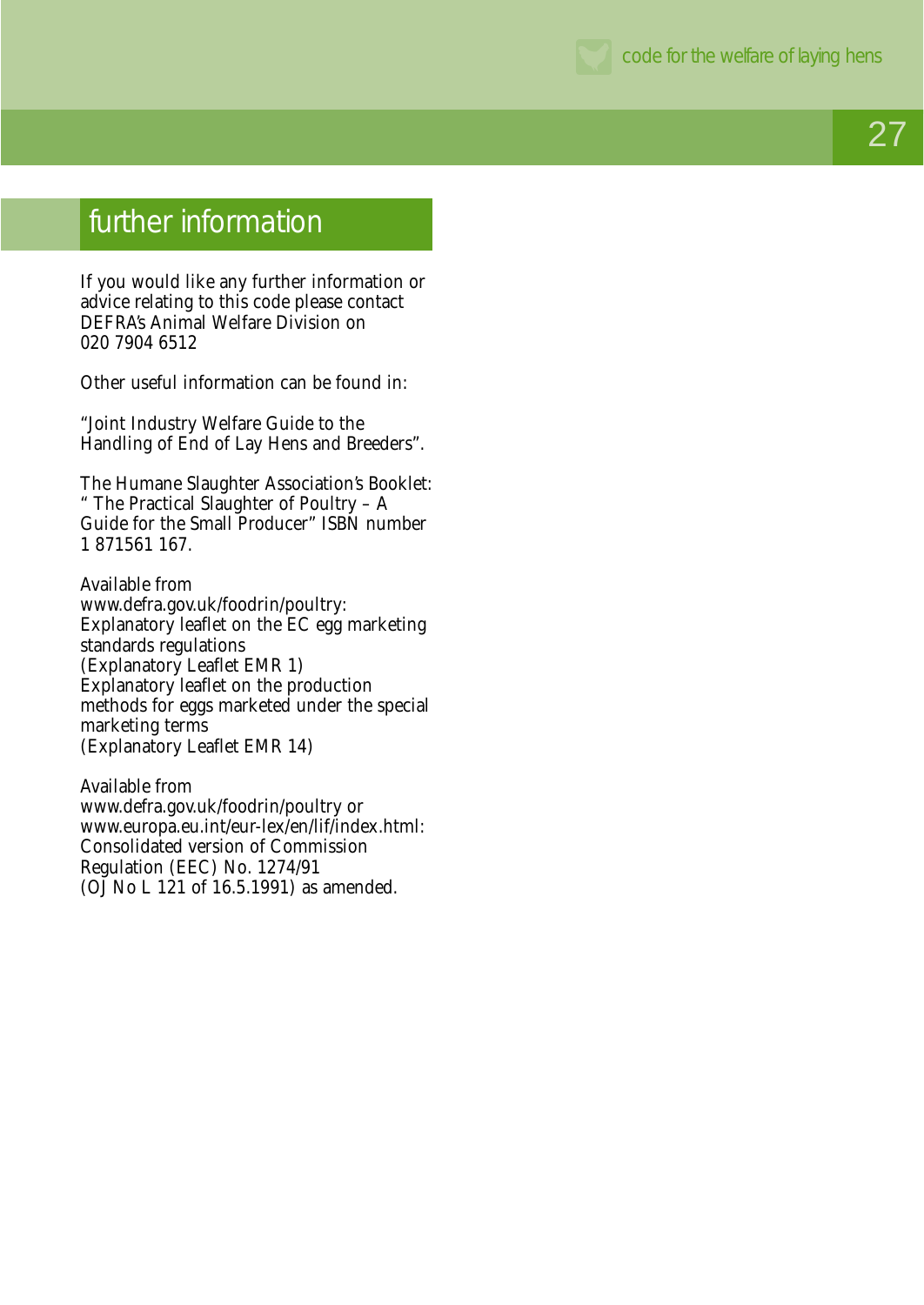# further information

If you would like any further information or advice relating to this code please contact DEFRA's Animal Welfare Division on 020 7904 6512

Other useful information can be found in:

"Joint Industry Welfare Guide to the Handling of End of Lay Hens and Breeders".

The Humane Slaughter Association's Booklet: " The Practical Slaughter of Poultry – A Guide for the Small Producer" ISBN number 1 871561 167.

Available from
www.defra.gov.uk/foodrin/poultry:
Explanatory leaflet on the EC egg marketing standards regulations
(Explanatory Leaflet EMR 1)
Explanatory leaflet on the production methods for eggs marketed under the special marketing terms
(Explanatory Leaflet EMR 14)

Available from
www.defra.gov.uk/foodrin/poultry or
www.europa.eu.int/eur-lex/en/lif/index.html:
Consolidated version of Commission Regulation (EEC) No. 1274/91
(OJ No L 121 of 16.5.1991) as amended.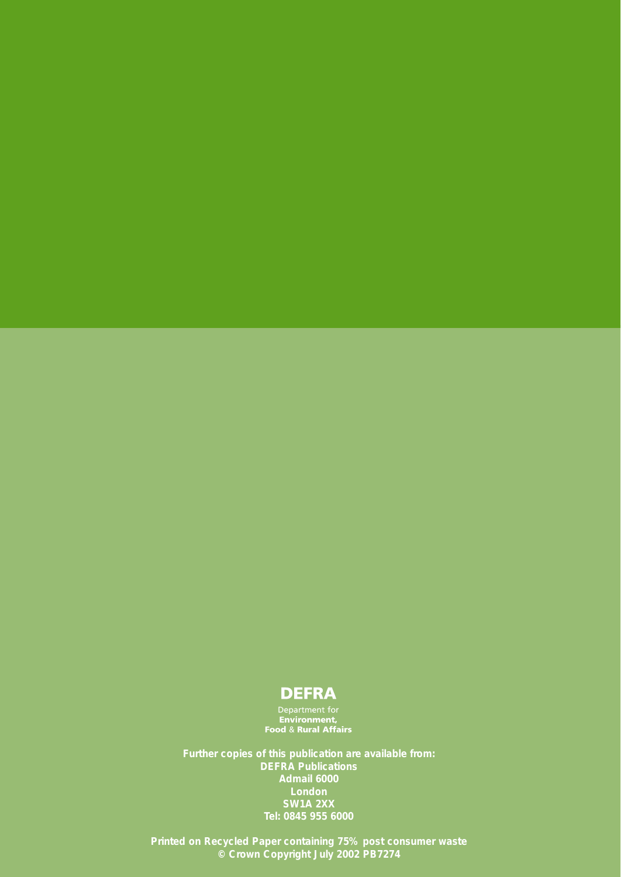**DEFRA**

Department for
**Environment,**
**Food** & **Rural Affairs**

**Further copies of this publication are available from:**
**DEFRA Publications**
**Admail 6000**
**London**
**SW1A 2XX**
**Tel: 0845 955 6000**

**Printed on Recycled Paper containing 75% post consumer waste**
**© Crown Copyright July 2002 PB7274**